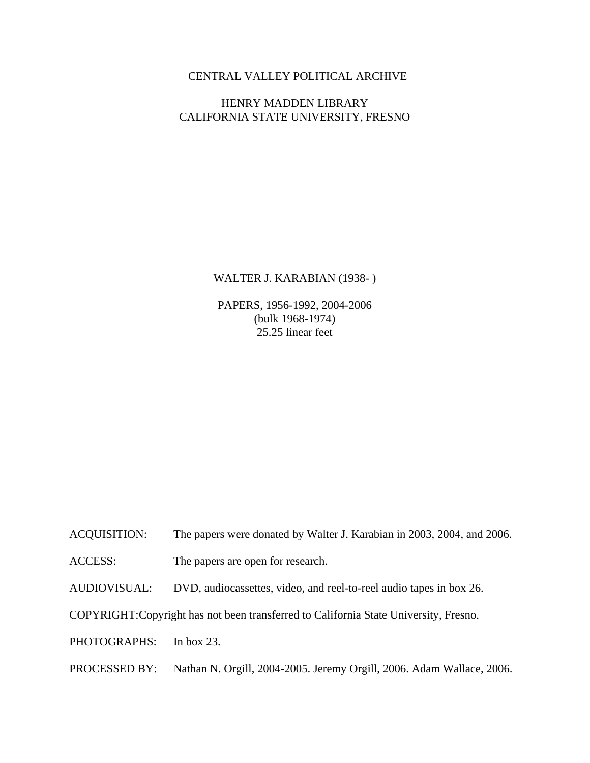CENTRAL VALLEY POLITICAL ARCHIVE

HENRY MADDEN LIBRARY
CALIFORNIA STATE UNIVERSITY, FRESNO

WALTER J. KARABIAN (1938- )

PAPERS, 1956-1992, 2004-2006
(bulk 1968-1974)
25.25 linear feet

ACQUISITION: The papers were donated by Walter J. Karabian in 2003, 2004, and 2006.

ACCESS: The papers are open for research.

AUDIOVISUAL: DVD, audiocassettes, video, and reel-to-reel audio tapes in box 26.

COPYRIGHT: Copyright has not been transferred to California State University, Fresno.

PHOTOGRAPHS: In box 23.

PROCESSED BY: Nathan N. Orgill, 2004-2005. Jeremy Orgill, 2006. Adam Wallace, 2006.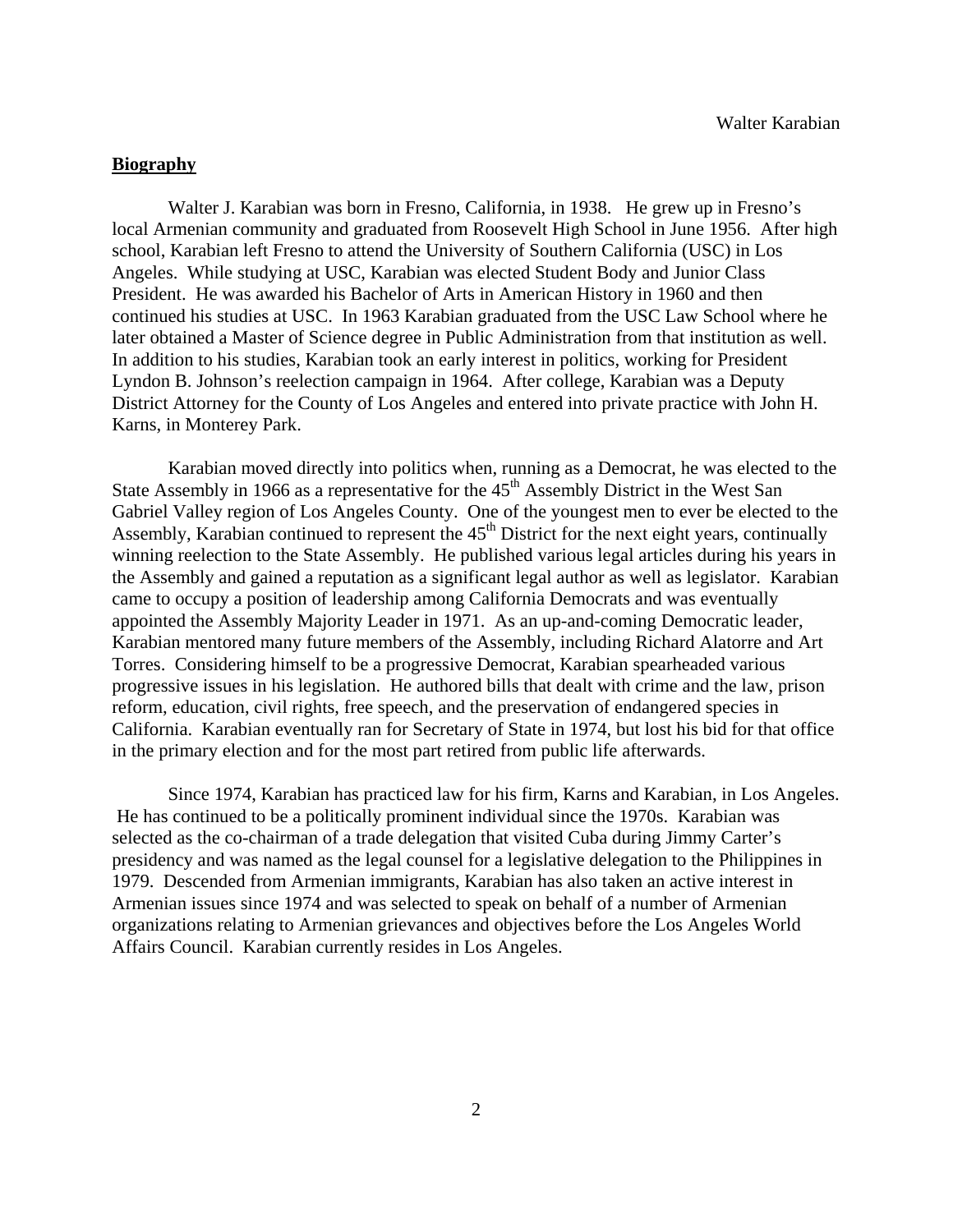## Biography

Walter J. Karabian was born in Fresno, California, in 1938. He grew up in Fresno's local Armenian community and graduated from Roosevelt High School in June 1956. After high school, Karabian left Fresno to attend the University of Southern California (USC) in Los Angeles. While studying at USC, Karabian was elected Student Body and Junior Class President. He was awarded his Bachelor of Arts in American History in 1960 and then continued his studies at USC. In 1963 Karabian graduated from the USC Law School where he later obtained a Master of Science degree in Public Administration from that institution as well. In addition to his studies, Karabian took an early interest in politics, working for President Lyndon B. Johnson's reelection campaign in 1964. After college, Karabian was a Deputy District Attorney for the County of Los Angeles and entered into private practice with John H. Karns, in Monterey Park.

Karabian moved directly into politics when, running as a Democrat, he was elected to the State Assembly in 1966 as a representative for the 45th Assembly District in the West San Gabriel Valley region of Los Angeles County. One of the youngest men to ever be elected to the Assembly, Karabian continued to represent the 45th District for the next eight years, continually winning reelection to the State Assembly. He published various legal articles during his years in the Assembly and gained a reputation as a significant legal author as well as legislator. Karabian came to occupy a position of leadership among California Democrats and was eventually appointed the Assembly Majority Leader in 1971. As an up-and-coming Democratic leader, Karabian mentored many future members of the Assembly, including Richard Alatorre and Art Torres. Considering himself to be a progressive Democrat, Karabian spearheaded various progressive issues in his legislation. He authored bills that dealt with crime and the law, prison reform, education, civil rights, free speech, and the preservation of endangered species in California. Karabian eventually ran for Secretary of State in 1974, but lost his bid for that office in the primary election and for the most part retired from public life afterwards.

Since 1974, Karabian has practiced law for his firm, Karns and Karabian, in Los Angeles. He has continued to be a politically prominent individual since the 1970s. Karabian was selected as the co-chairman of a trade delegation that visited Cuba during Jimmy Carter's presidency and was named as the legal counsel for a legislative delegation to the Philippines in 1979. Descended from Armenian immigrants, Karabian has also taken an active interest in Armenian issues since 1974 and was selected to speak on behalf of a number of Armenian organizations relating to Armenian grievances and objectives before the Los Angeles World Affairs Council. Karabian currently resides in Los Angeles.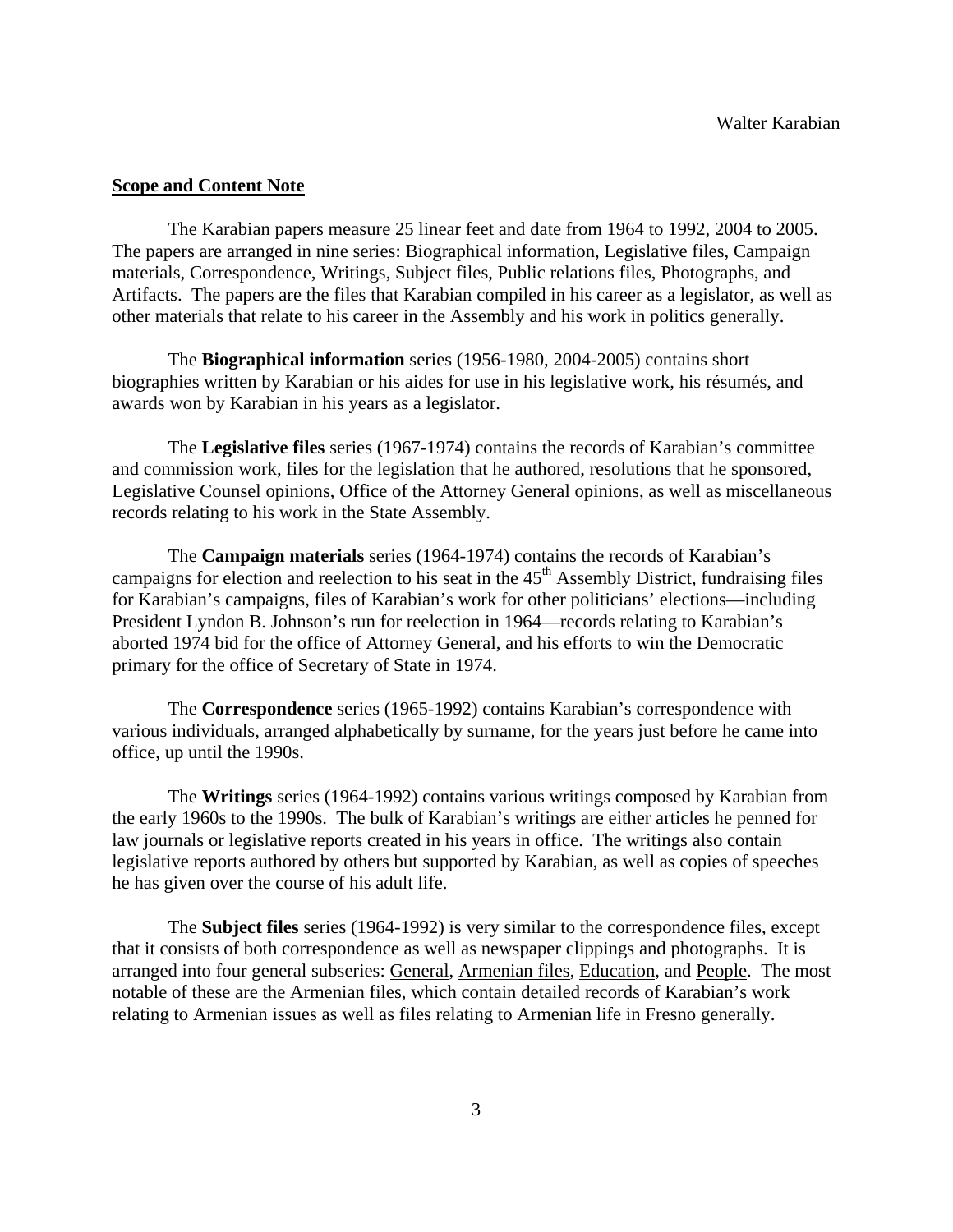## Scope and Content Note

The Karabian papers measure 25 linear feet and date from 1964 to 1992, 2004 to 2005. The papers are arranged in nine series: Biographical information, Legislative files, Campaign materials, Correspondence, Writings, Subject files, Public relations files, Photographs, and Artifacts. The papers are the files that Karabian compiled in his career as a legislator, as well as other materials that relate to his career in the Assembly and his work in politics generally.

The **Biographical information** series (1956-1980, 2004-2005) contains short biographies written by Karabian or his aides for use in his legislative work, his résumés, and awards won by Karabian in his years as a legislator.

The **Legislative files** series (1967-1974) contains the records of Karabian's committee and commission work, files for the legislation that he authored, resolutions that he sponsored, Legislative Counsel opinions, Office of the Attorney General opinions, as well as miscellaneous records relating to his work in the State Assembly.

The **Campaign materials** series (1964-1974) contains the records of Karabian's campaigns for election and reelection to his seat in the 45th Assembly District, fundraising files for Karabian's campaigns, files of Karabian's work for other politicians' elections—including President Lyndon B. Johnson's run for reelection in 1964—records relating to Karabian's aborted 1974 bid for the office of Attorney General, and his efforts to win the Democratic primary for the office of Secretary of State in 1974.

The **Correspondence** series (1965-1992) contains Karabian's correspondence with various individuals, arranged alphabetically by surname, for the years just before he came into office, up until the 1990s.

The **Writings** series (1964-1992) contains various writings composed by Karabian from the early 1960s to the 1990s. The bulk of Karabian's writings are either articles he penned for law journals or legislative reports created in his years in office. The writings also contain legislative reports authored by others but supported by Karabian, as well as copies of speeches he has given over the course of his adult life.

The **Subject files** series (1964-1992) is very similar to the correspondence files, except that it consists of both correspondence as well as newspaper clippings and photographs. It is arranged into four general subseries: General, Armenian files, Education, and People. The most notable of these are the Armenian files, which contain detailed records of Karabian's work relating to Armenian issues as well as files relating to Armenian life in Fresno generally.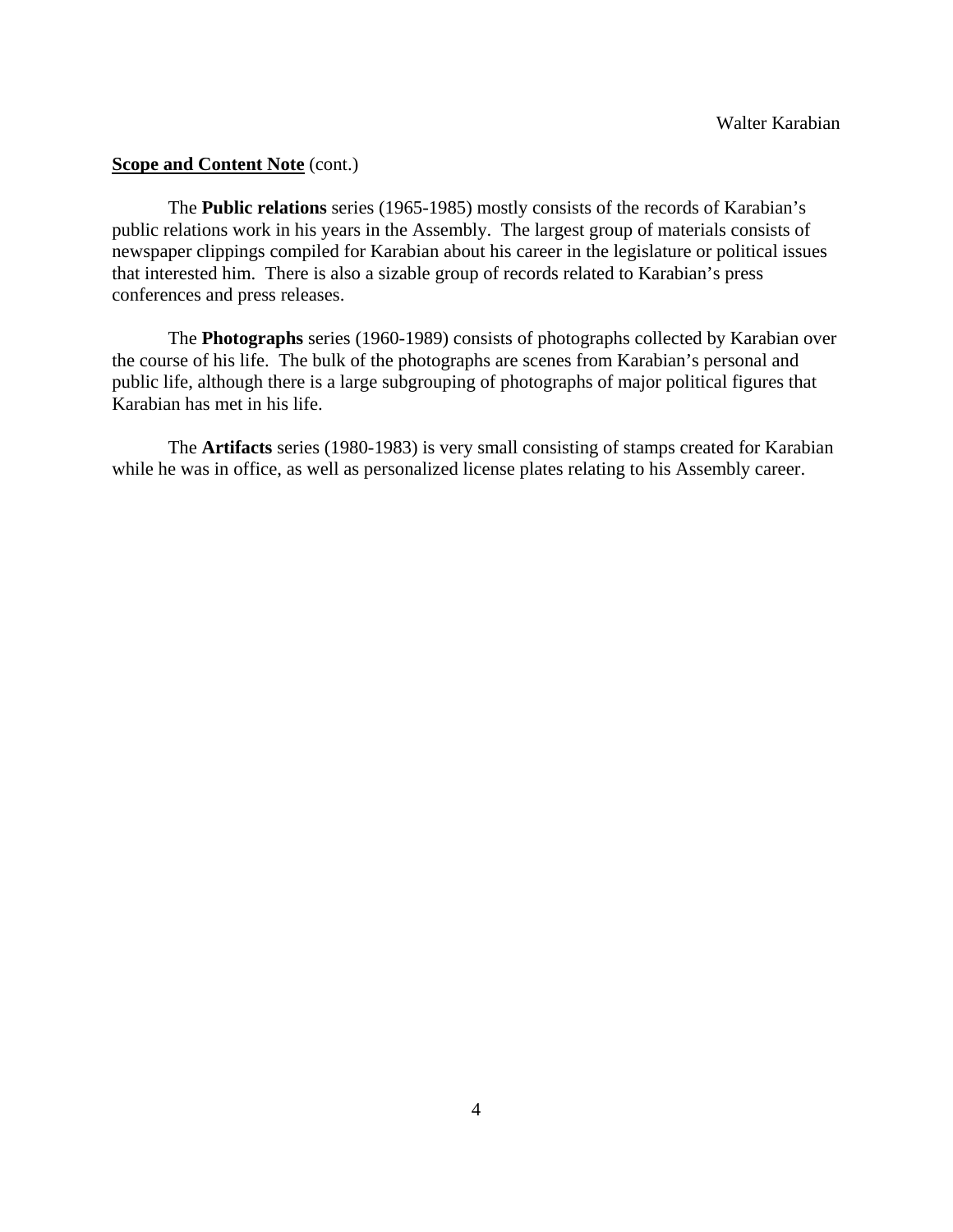**Scope and Content Note** (cont.)

The **Public relations** series (1965-1985) mostly consists of the records of Karabian's public relations work in his years in the Assembly. The largest group of materials consists of newspaper clippings compiled for Karabian about his career in the legislature or political issues that interested him. There is also a sizable group of records related to Karabian's press conferences and press releases.

The **Photographs** series (1960-1989) consists of photographs collected by Karabian over the course of his life. The bulk of the photographs are scenes from Karabian's personal and public life, although there is a large subgrouping of photographs of major political figures that Karabian has met in his life.

The **Artifacts** series (1980-1983) is very small consisting of stamps created for Karabian while he was in office, as well as personalized license plates relating to his Assembly career.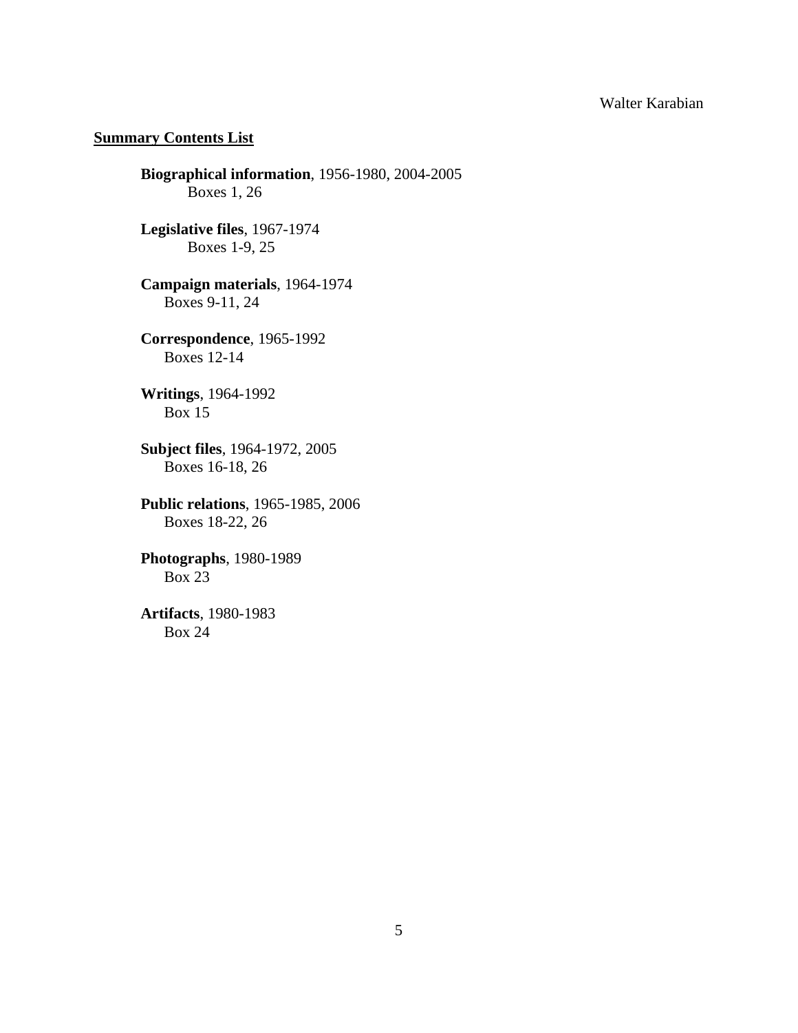## Summary Contents List

**Biographical information**, 1956-1980, 2004-2005
Boxes 1, 26

**Legislative files**, 1967-1974
Boxes 1-9, 25

**Campaign materials**, 1964-1974
Boxes 9-11, 24

**Correspondence**, 1965-1992
Boxes 12-14

**Writings**, 1964-1992
Box 15

**Subject files**, 1964-1972, 2005
Boxes 16-18, 26

**Public relations**, 1965-1985, 2006
Boxes 18-22, 26

**Photographs**, 1980-1989
Box 23

**Artifacts**, 1980-1983
Box 24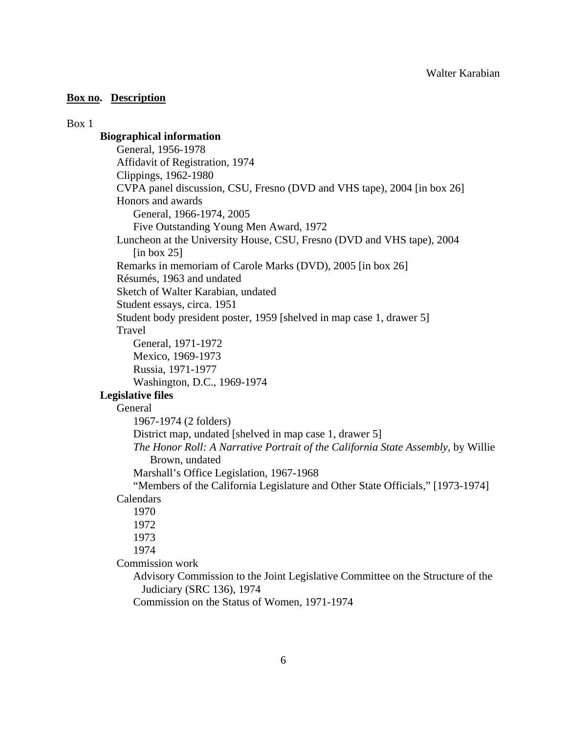**Box no.** **Description**

Box 1

**Biographical information**

- General, 1956-1978
- Affidavit of Registration, 1974
- Clippings, 1962-1980
- CVPA panel discussion, CSU, Fresno (DVD and VHS tape), 2004 [in box 26]
- Honors and awards
  - General, 1966-1974, 2005
  - Five Outstanding Young Men Award, 1972
- Luncheon at the University House, CSU, Fresno (DVD and VHS tape), 2004 [in box 25]
- Remarks in memoriam of Carole Marks (DVD), 2005 [in box 26]
- Résumés, 1963 and undated
- Sketch of Walter Karabian, undated
- Student essays, circa. 1951
- Student body president poster, 1959 [shelved in map case 1, drawer 5]
- Travel
  - General, 1971-1972
  - Mexico, 1969-1973
  - Russia, 1971-1977
  - Washington, D.C., 1969-1974

**Legislative files**

- General
  - 1967-1974 (2 folders)
  - District map, undated [shelved in map case 1, drawer 5]
  - *The Honor Roll: A Narrative Portrait of the California State Assembly*, by Willie Brown, undated
  - Marshall's Office Legislation, 1967-1968
  - "Members of the California Legislature and Other State Officials," [1973-1974]
- Calendars
  - 1970
  - 1972
  - 1973
  - 1974
- Commission work
  - Advisory Commission to the Joint Legislative Committee on the Structure of the Judiciary (SRC 136), 1974
  - Commission on the Status of Women, 1971-1974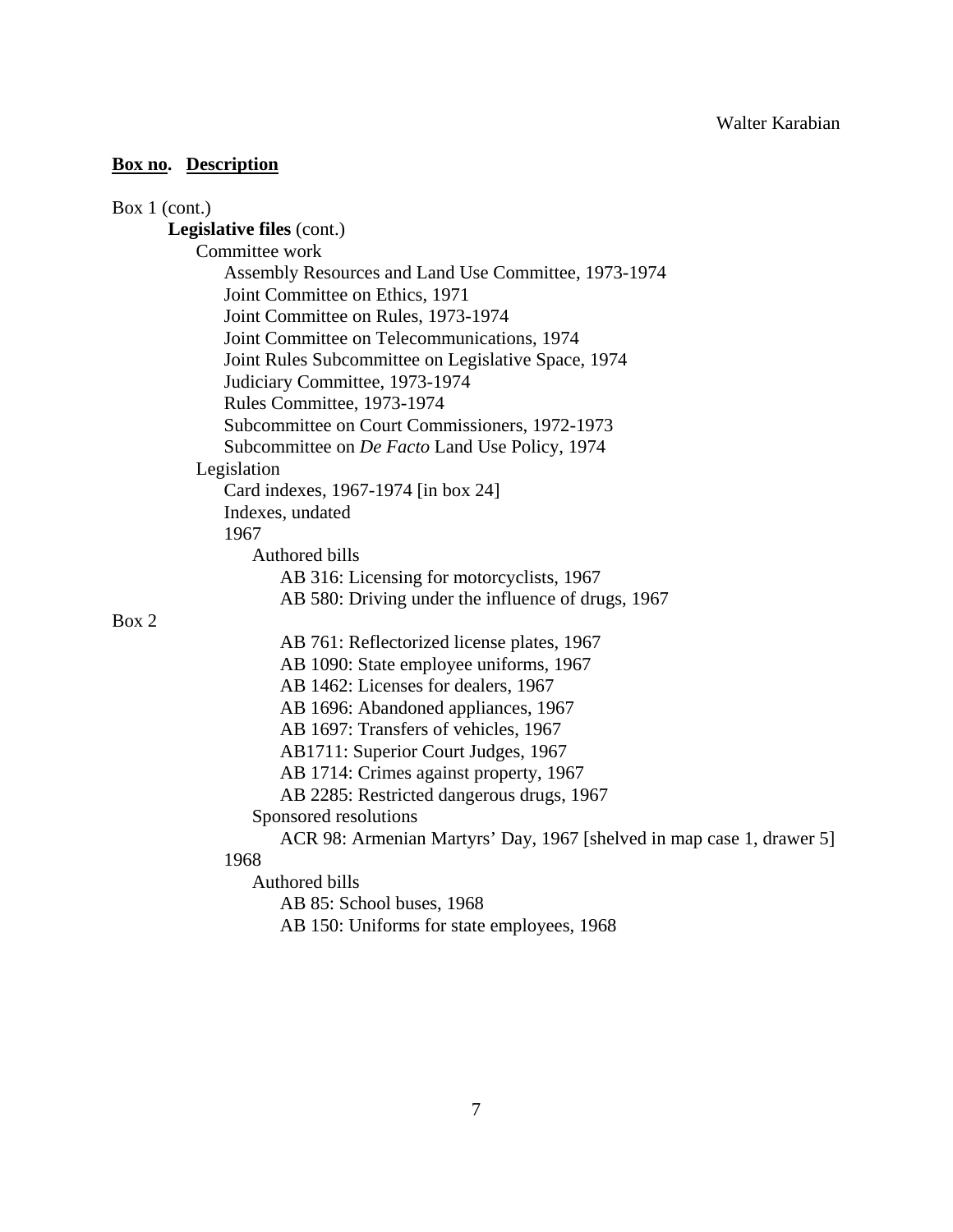**Box no. Description**

Box 1 (cont.)

**Legislative files** (cont.)

- Committee work
  - Assembly Resources and Land Use Committee, 1973-1974
  - Joint Committee on Ethics, 1971
  - Joint Committee on Rules, 1973-1974
  - Joint Committee on Telecommunications, 1974
  - Joint Rules Subcommittee on Legislative Space, 1974
  - Judiciary Committee, 1973-1974
  - Rules Committee, 1973-1974
  - Subcommittee on Court Commissioners, 1972-1973
  - Subcommittee on *De Facto* Land Use Policy, 1974
- Legislation
  - Card indexes, 1967-1974 [in box 24]
  - Indexes, undated
  - 1967
    - Authored bills
      - AB 316: Licensing for motorcyclists, 1967
      - AB 580: Driving under the influence of drugs, 1967

Box 2

- AB 761: Reflectorized license plates, 1967
- AB 1090: State employee uniforms, 1967
- AB 1462: Licenses for dealers, 1967
- AB 1696: Abandoned appliances, 1967
- AB 1697: Transfers of vehicles, 1967
- AB1711: Superior Court Judges, 1967
- AB 1714: Crimes against property, 1967
- AB 2285: Restricted dangerous drugs, 1967
- Sponsored resolutions
  - ACR 98: Armenian Martyrs' Day, 1967 [shelved in map case 1, drawer 5]
- 1968
  - Authored bills
    - AB 85: School buses, 1968
    - AB 150: Uniforms for state employees, 1968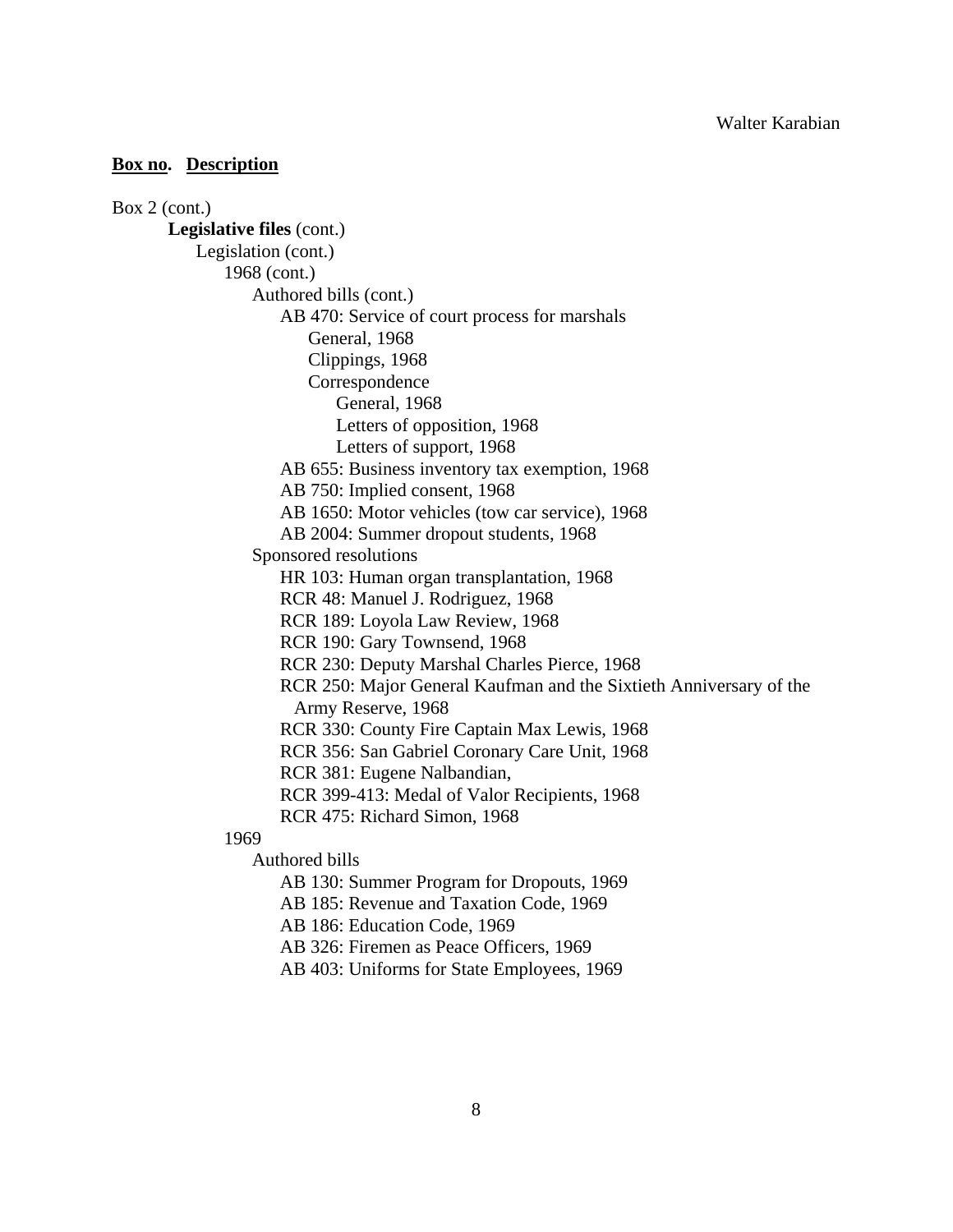**Box no. Description**

Box 2 (cont.)

- **Legislative files** (cont.)
  - Legislation (cont.)
    - 1968 (cont.)
      - Authored bills (cont.)
        - AB 470: Service of court process for marshals
          - General, 1968
          - Clippings, 1968
          - Correspondence
            - General, 1968
            - Letters of opposition, 1968
            - Letters of support, 1968
        - AB 655: Business inventory tax exemption, 1968
        - AB 750: Implied consent, 1968
        - AB 1650: Motor vehicles (tow car service), 1968
        - AB 2004: Summer dropout students, 1968
      - Sponsored resolutions
        - HR 103: Human organ transplantation, 1968
        - RCR 48: Manuel J. Rodriguez, 1968
        - RCR 189: Loyola Law Review, 1968
        - RCR 190: Gary Townsend, 1968
        - RCR 230: Deputy Marshal Charles Pierce, 1968
        - RCR 250: Major General Kaufman and the Sixtieth Anniversary of the Army Reserve, 1968
        - RCR 330: County Fire Captain Max Lewis, 1968
        - RCR 356: San Gabriel Coronary Care Unit, 1968
        - RCR 381: Eugene Nalbandian,
        - RCR 399-413: Medal of Valor Recipients, 1968
        - RCR 475: Richard Simon, 1968
    - 1969
      - Authored bills
        - AB 130: Summer Program for Dropouts, 1969
        - AB 185: Revenue and Taxation Code, 1969
        - AB 186: Education Code, 1969
        - AB 326: Firemen as Peace Officers, 1969
        - AB 403: Uniforms for State Employees, 1969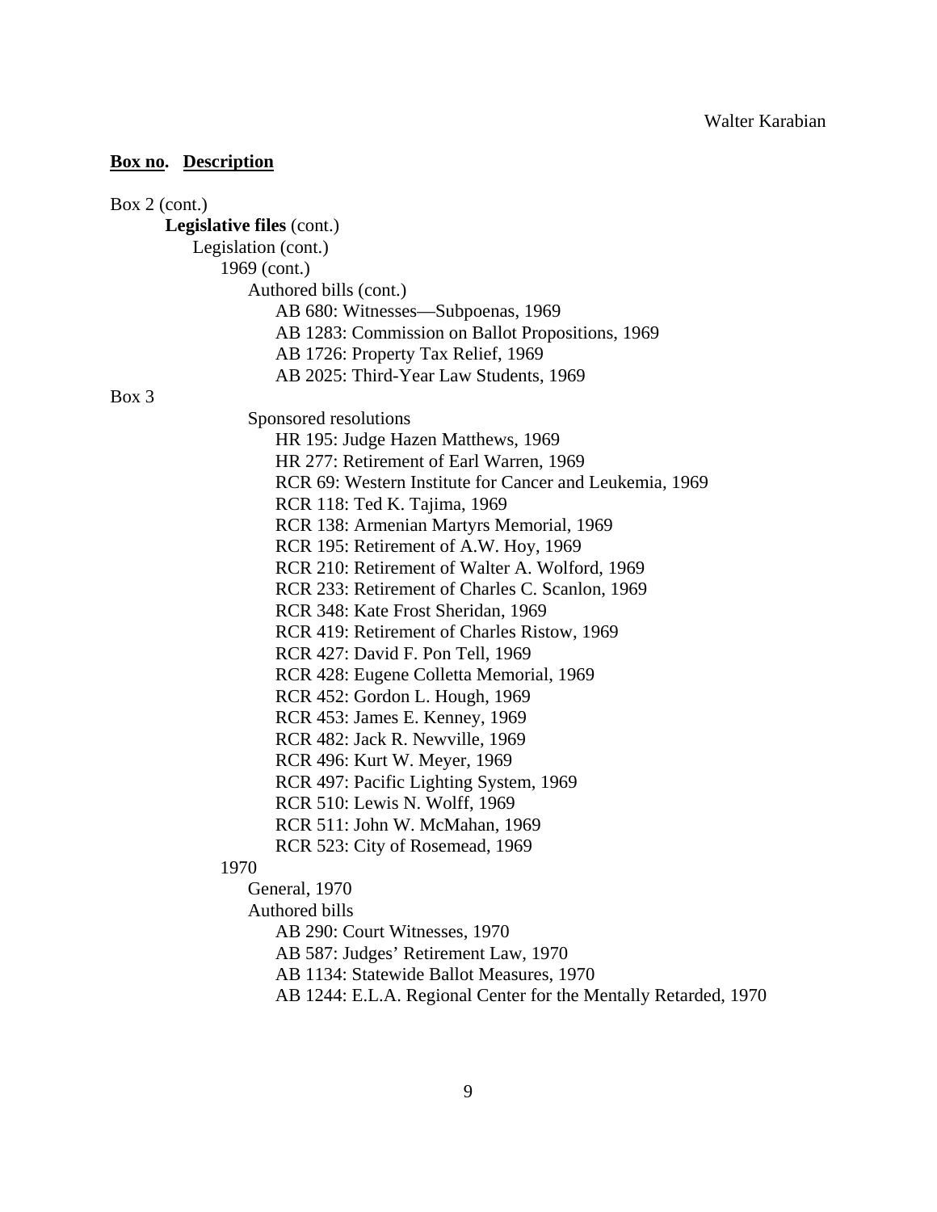**Box no. Description**

Box 2 (cont.)

**Legislative files** (cont.)

Legislation (cont.)

1969 (cont.)

Authored bills (cont.)

- AB 680: Witnesses—Subpoenas, 1969
- AB 1283: Commission on Ballot Propositions, 1969
- AB 1726: Property Tax Relief, 1969
- AB 2025: Third-Year Law Students, 1969

Box 3

Sponsored resolutions

- HR 195: Judge Hazen Matthews, 1969
- HR 277: Retirement of Earl Warren, 1969
- RCR 69: Western Institute for Cancer and Leukemia, 1969
- RCR 118: Ted K. Tajima, 1969
- RCR 138: Armenian Martyrs Memorial, 1969
- RCR 195: Retirement of A.W. Hoy, 1969
- RCR 210: Retirement of Walter A. Wolford, 1969
- RCR 233: Retirement of Charles C. Scanlon, 1969
- RCR 348: Kate Frost Sheridan, 1969
- RCR 419: Retirement of Charles Ristow, 1969
- RCR 427: David F. Pon Tell, 1969
- RCR 428: Eugene Colletta Memorial, 1969
- RCR 452: Gordon L. Hough, 1969
- RCR 453: James E. Kenney, 1969
- RCR 482: Jack R. Newville, 1969
- RCR 496: Kurt W. Meyer, 1969
- RCR 497: Pacific Lighting System, 1969
- RCR 510: Lewis N. Wolff, 1969
- RCR 511: John W. McMahan, 1969
- RCR 523: City of Rosemead, 1969

1970

General, 1970

Authored bills

- AB 290: Court Witnesses, 1970
- AB 587: Judges' Retirement Law, 1970
- AB 1134: Statewide Ballot Measures, 1970
- AB 1244: E.L.A. Regional Center for the Mentally Retarded, 1970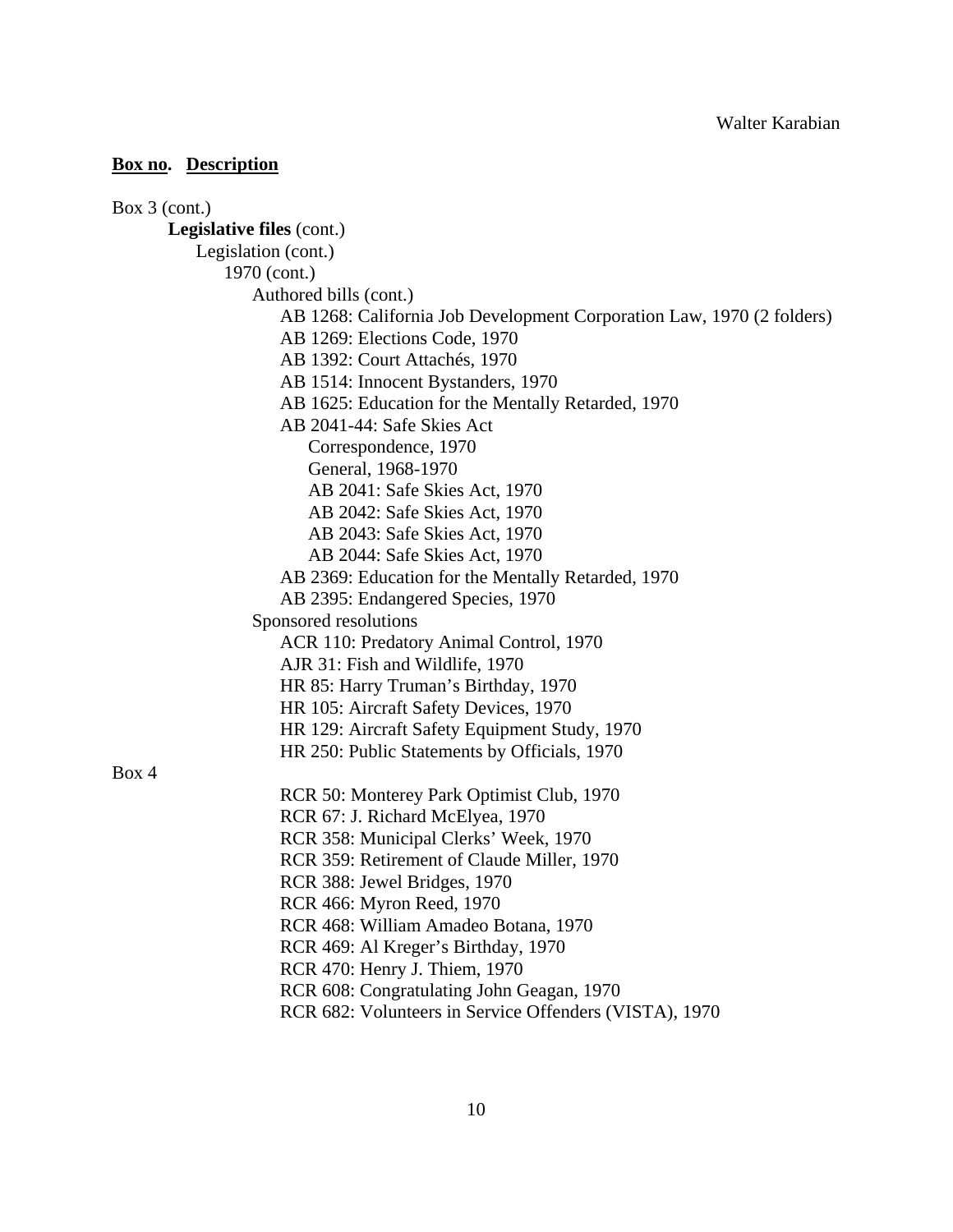**Box no. Description**

Box 3 (cont.)

- **Legislative files** (cont.)
  - Legislation (cont.)
    - 1970 (cont.)
      - Authored bills (cont.)
        - AB 1268: California Job Development Corporation Law, 1970 (2 folders)
        - AB 1269: Elections Code, 1970
        - AB 1392: Court Attachés, 1970
        - AB 1514: Innocent Bystanders, 1970
        - AB 1625: Education for the Mentally Retarded, 1970
        - AB 2041-44: Safe Skies Act
          - Correspondence, 1970
          - General, 1968-1970
          - AB 2041: Safe Skies Act, 1970
          - AB 2042: Safe Skies Act, 1970
          - AB 2043: Safe Skies Act, 1970
          - AB 2044: Safe Skies Act, 1970
        - AB 2369: Education for the Mentally Retarded, 1970
        - AB 2395: Endangered Species, 1970
      - Sponsored resolutions
        - ACR 110: Predatory Animal Control, 1970
        - AJR 31: Fish and Wildlife, 1970
        - HR 85: Harry Truman's Birthday, 1970
        - HR 105: Aircraft Safety Devices, 1970
        - HR 129: Aircraft Safety Equipment Study, 1970
        - HR 250: Public Statements by Officials, 1970

Box 4

- RCR 50: Monterey Park Optimist Club, 1970
- RCR 67: J. Richard McElyea, 1970
- RCR 358: Municipal Clerks' Week, 1970
- RCR 359: Retirement of Claude Miller, 1970
- RCR 388: Jewel Bridges, 1970
- RCR 466: Myron Reed, 1970
- RCR 468: William Amadeo Botana, 1970
- RCR 469: Al Kreger's Birthday, 1970
- RCR 470: Henry J. Thiem, 1970
- RCR 608: Congratulating John Geagan, 1970
- RCR 682: Volunteers in Service Offenders (VISTA), 1970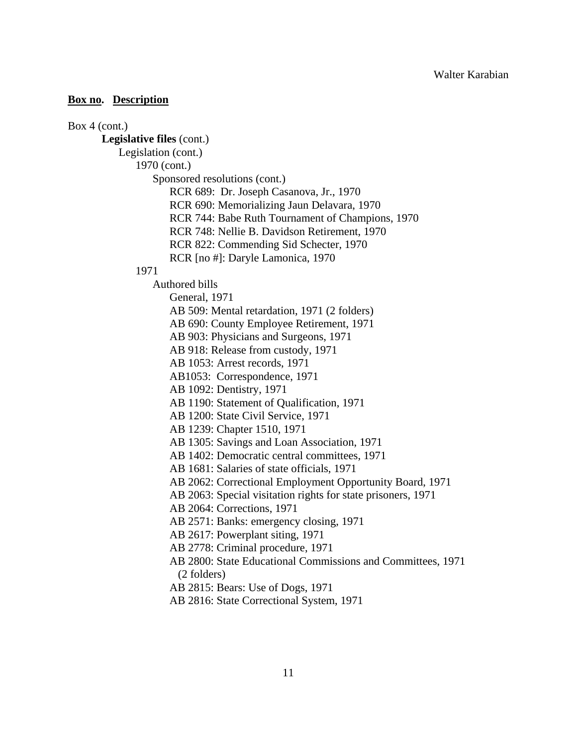**Box no.** **Description**

Box 4 (cont.)

- **Legislative files** (cont.)
  - Legislation (cont.)
    - 1970 (cont.)
      - Sponsored resolutions (cont.)
        - RCR 689: Dr. Joseph Casanova, Jr., 1970
        - RCR 690: Memorializing Jaun Delavara, 1970
        - RCR 744: Babe Ruth Tournament of Champions, 1970
        - RCR 748: Nellie B. Davidson Retirement, 1970
        - RCR 822: Commending Sid Schecter, 1970
        - RCR [no #]: Daryle Lamonica, 1970
    - 1971
      - Authored bills
        - General, 1971
        - AB 509: Mental retardation, 1971 (2 folders)
        - AB 690: County Employee Retirement, 1971
        - AB 903: Physicians and Surgeons, 1971
        - AB 918: Release from custody, 1971
        - AB 1053: Arrest records, 1971
        - AB1053: Correspondence, 1971
        - AB 1092: Dentistry, 1971
        - AB 1190: Statement of Qualification, 1971
        - AB 1200: State Civil Service, 1971
        - AB 1239: Chapter 1510, 1971
        - AB 1305: Savings and Loan Association, 1971
        - AB 1402: Democratic central committees, 1971
        - AB 1681: Salaries of state officials, 1971
        - AB 2062: Correctional Employment Opportunity Board, 1971
        - AB 2063: Special visitation rights for state prisoners, 1971
        - AB 2064: Corrections, 1971
        - AB 2571: Banks: emergency closing, 1971
        - AB 2617: Powerplant siting, 1971
        - AB 2778: Criminal procedure, 1971
        - AB 2800: State Educational Commissions and Committees, 1971 (2 folders)
        - AB 2815: Bears: Use of Dogs, 1971
        - AB 2816: State Correctional System, 1971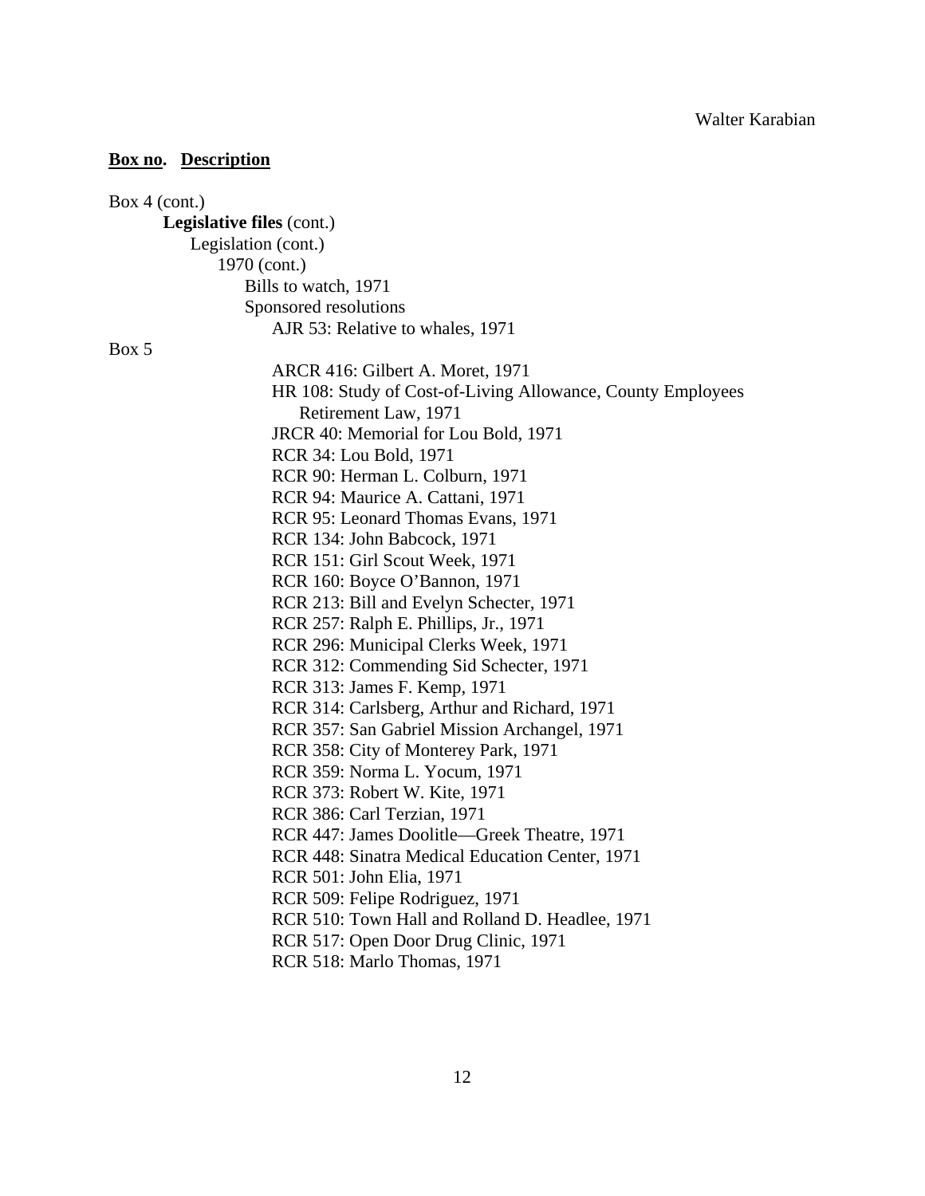**Box no. Description**

Box 4 (cont.)

**Legislative files** (cont.)

Legislation (cont.)

1970 (cont.)

Bills to watch, 1971

Sponsored resolutions

AJR 53: Relative to whales, 1971

Box 5

ARCR 416: Gilbert A. Moret, 1971
HR 108: Study of Cost-of-Living Allowance, County Employees Retirement Law, 1971
JRCR 40: Memorial for Lou Bold, 1971
RCR 34: Lou Bold, 1971
RCR 90: Herman L. Colburn, 1971
RCR 94: Maurice A. Cattani, 1971
RCR 95: Leonard Thomas Evans, 1971
RCR 134: John Babcock, 1971
RCR 151: Girl Scout Week, 1971
RCR 160: Boyce O'Bannon, 1971
RCR 213: Bill and Evelyn Schecter, 1971
RCR 257: Ralph E. Phillips, Jr., 1971
RCR 296: Municipal Clerks Week, 1971
RCR 312: Commending Sid Schecter, 1971
RCR 313: James F. Kemp, 1971
RCR 314: Carlsberg, Arthur and Richard, 1971
RCR 357: San Gabriel Mission Archangel, 1971
RCR 358: City of Monterey Park, 1971
RCR 359: Norma L. Yocum, 1971
RCR 373: Robert W. Kite, 1971
RCR 386: Carl Terzian, 1971
RCR 447: James Doolitle—Greek Theatre, 1971
RCR 448: Sinatra Medical Education Center, 1971
RCR 501: John Elia, 1971
RCR 509: Felipe Rodriguez, 1971
RCR 510: Town Hall and Rolland D. Headlee, 1971
RCR 517: Open Door Drug Clinic, 1971
RCR 518: Marlo Thomas, 1971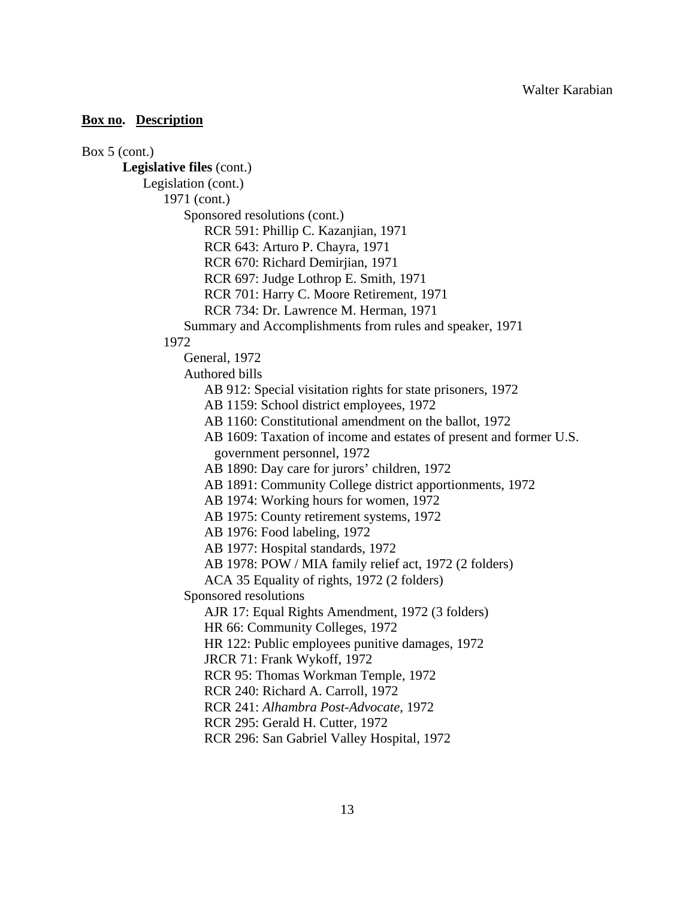**Box no. Description**

Box 5 (cont.)

- **Legislative files** (cont.)
  - Legislation (cont.)
    - 1971 (cont.)
      - Sponsored resolutions (cont.)
        - RCR 591: Phillip C. Kazanjian, 1971
        - RCR 643: Arturo P. Chayra, 1971
        - RCR 670: Richard Demirjian, 1971
        - RCR 697: Judge Lothrop E. Smith, 1971
        - RCR 701: Harry C. Moore Retirement, 1971
        - RCR 734: Dr. Lawrence M. Herman, 1971
      - Summary and Accomplishments from rules and speaker, 1971
    - 1972
      - General, 1972
      - Authored bills
        - AB 912: Special visitation rights for state prisoners, 1972
        - AB 1159: School district employees, 1972
        - AB 1160: Constitutional amendment on the ballot, 1972
        - AB 1609: Taxation of income and estates of present and former U.S. government personnel, 1972
        - AB 1890: Day care for jurors' children, 1972
        - AB 1891: Community College district apportionments, 1972
        - AB 1974: Working hours for women, 1972
        - AB 1975: County retirement systems, 1972
        - AB 1976: Food labeling, 1972
        - AB 1977: Hospital standards, 1972
        - AB 1978: POW / MIA family relief act, 1972 (2 folders)
        - ACA 35 Equality of rights, 1972 (2 folders)
      - Sponsored resolutions
        - AJR 17: Equal Rights Amendment, 1972 (3 folders)
        - HR 66: Community Colleges, 1972
        - HR 122: Public employees punitive damages, 1972
        - JRCR 71: Frank Wykoff, 1972
        - RCR 95: Thomas Workman Temple, 1972
        - RCR 240: Richard A. Carroll, 1972
        - RCR 241: *Alhambra Post-Advocate*, 1972
        - RCR 295: Gerald H. Cutter, 1972
        - RCR 296: San Gabriel Valley Hospital, 1972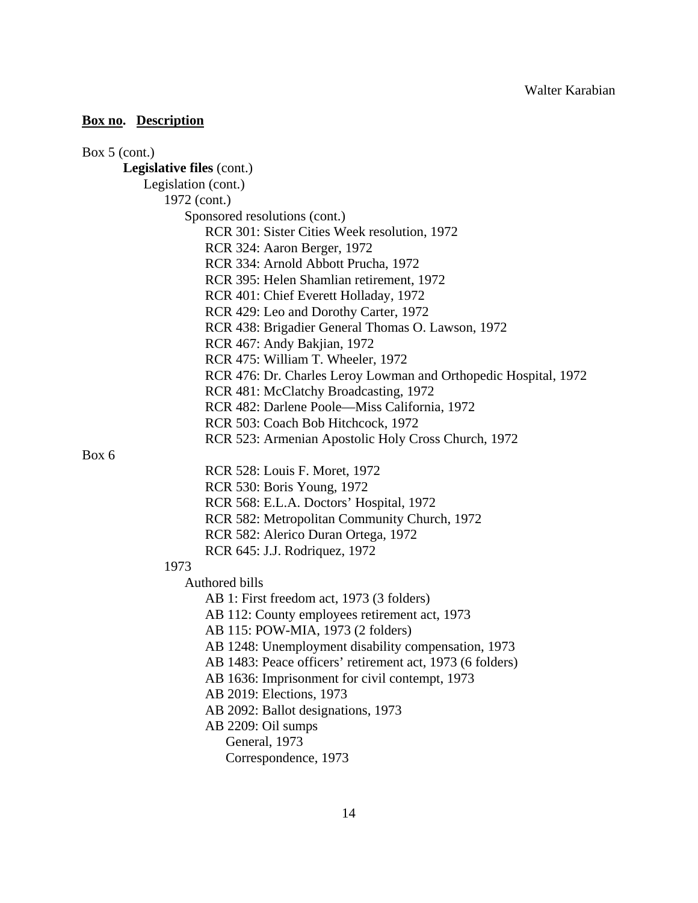**Box no. Description**

Box 5 (cont.)

**Legislative files** (cont.)

Legislation (cont.)

1972 (cont.)

Sponsored resolutions (cont.)

- RCR 301: Sister Cities Week resolution, 1972
- RCR 324: Aaron Berger, 1972
- RCR 334: Arnold Abbott Prucha, 1972
- RCR 395: Helen Shamlian retirement, 1972
- RCR 401: Chief Everett Holladay, 1972
- RCR 429: Leo and Dorothy Carter, 1972
- RCR 438: Brigadier General Thomas O. Lawson, 1972
- RCR 467: Andy Bakjian, 1972
- RCR 475: William T. Wheeler, 1972
- RCR 476: Dr. Charles Leroy Lowman and Orthopedic Hospital, 1972
- RCR 481: McClatchy Broadcasting, 1972
- RCR 482: Darlene Poole—Miss California, 1972
- RCR 503: Coach Bob Hitchcock, 1972
- RCR 523: Armenian Apostolic Holy Cross Church, 1972

Box 6

- RCR 528: Louis F. Moret, 1972
- RCR 530: Boris Young, 1972
- RCR 568: E.L.A. Doctors' Hospital, 1972
- RCR 582: Metropolitan Community Church, 1972
- RCR 582: Alerico Duran Ortega, 1972
- RCR 645: J.J. Rodriquez, 1972

1973

Authored bills

- AB 1: First freedom act, 1973 (3 folders)
- AB 112: County employees retirement act, 1973
- AB 115: POW-MIA, 1973 (2 folders)
- AB 1248: Unemployment disability compensation, 1973
- AB 1483: Peace officers' retirement act, 1973 (6 folders)
- AB 1636: Imprisonment for civil contempt, 1973
- AB 2019: Elections, 1973
- AB 2092: Ballot designations, 1973
- AB 2209: Oil sumps
  - General, 1973
  - Correspondence, 1973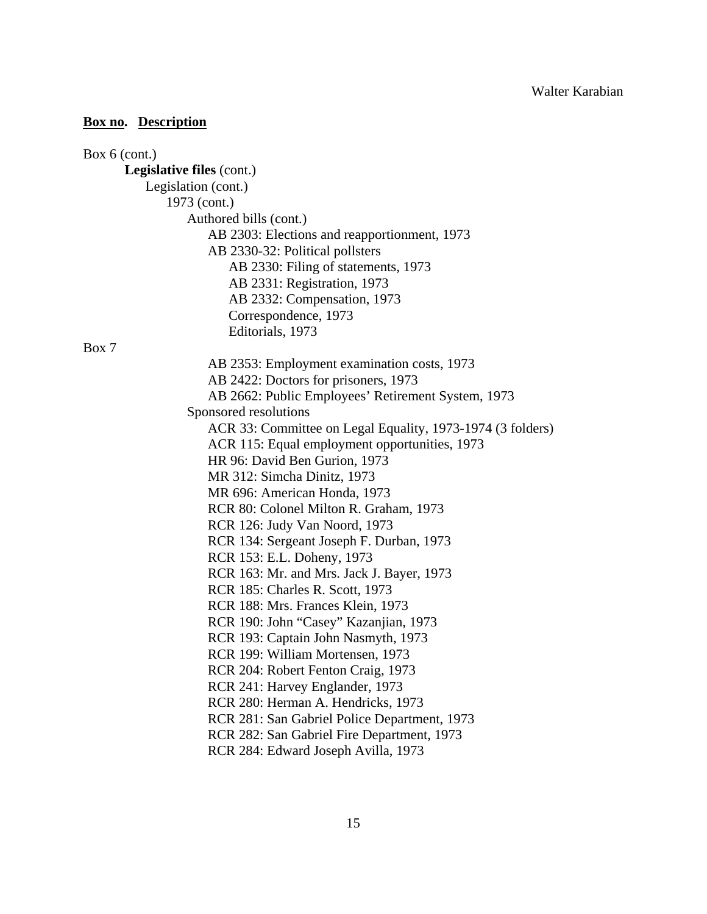**Box no. Description**

Box 6 (cont.)

**Legislative files** (cont.)

Legislation (cont.)

1973 (cont.)

Authored bills (cont.)

- AB 2303: Elections and reapportionment, 1973
- AB 2330-32: Political pollsters
  - AB 2330: Filing of statements, 1973
  - AB 2331: Registration, 1973
  - AB 2332: Compensation, 1973
  - Correspondence, 1973
  - Editorials, 1973

Box 7

- AB 2353: Employment examination costs, 1973
- AB 2422: Doctors for prisoners, 1973
- AB 2662: Public Employees' Retirement System, 1973

Sponsored resolutions

- ACR 33: Committee on Legal Equality, 1973-1974 (3 folders)
- ACR 115: Equal employment opportunities, 1973
- HR 96: David Ben Gurion, 1973
- MR 312: Simcha Dinitz, 1973
- MR 696: American Honda, 1973
- RCR 80: Colonel Milton R. Graham, 1973
- RCR 126: Judy Van Noord, 1973
- RCR 134: Sergeant Joseph F. Durban, 1973
- RCR 153: E.L. Doheny, 1973
- RCR 163: Mr. and Mrs. Jack J. Bayer, 1973
- RCR 185: Charles R. Scott, 1973
- RCR 188: Mrs. Frances Klein, 1973
- RCR 190: John "Casey" Kazanjian, 1973
- RCR 193: Captain John Nasmyth, 1973
- RCR 199: William Mortensen, 1973
- RCR 204: Robert Fenton Craig, 1973
- RCR 241: Harvey Englander, 1973
- RCR 280: Herman A. Hendricks, 1973
- RCR 281: San Gabriel Police Department, 1973
- RCR 282: San Gabriel Fire Department, 1973
- RCR 284: Edward Joseph Avilla, 1973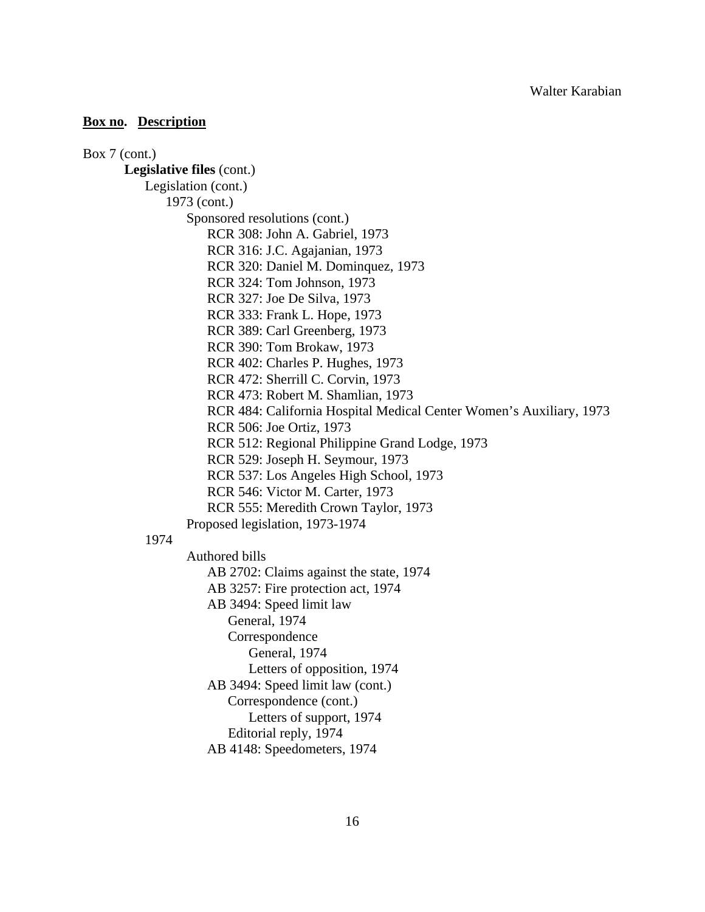**Box no. Description**

Box 7 (cont.)

- **Legislative files** (cont.)
    - Legislation (cont.)
        - 1973 (cont.)
            - Sponsored resolutions (cont.)
                - RCR 308: John A. Gabriel, 1973
                - RCR 316: J.C. Agajanian, 1973
                - RCR 320: Daniel M. Dominquez, 1973
                - RCR 324: Tom Johnson, 1973
                - RCR 327: Joe De Silva, 1973
                - RCR 333: Frank L. Hope, 1973
                - RCR 389: Carl Greenberg, 1973
                - RCR 390: Tom Brokaw, 1973
                - RCR 402: Charles P. Hughes, 1973
                - RCR 472: Sherrill C. Corvin, 1973
                - RCR 473: Robert M. Shamlian, 1973
                - RCR 484: California Hospital Medical Center Women's Auxiliary, 1973
                - RCR 506: Joe Ortiz, 1973
                - RCR 512: Regional Philippine Grand Lodge, 1973
                - RCR 529: Joseph H. Seymour, 1973
                - RCR 537: Los Angeles High School, 1973
                - RCR 546: Victor M. Carter, 1973
                - RCR 555: Meredith Crown Taylor, 1973
            - Proposed legislation, 1973-1974
        - 1974
            - Authored bills
                - AB 2702: Claims against the state, 1974
                - AB 3257: Fire protection act, 1974
                - AB 3494: Speed limit law
                    - General, 1974
                    - Correspondence
                        - General, 1974
                        - Letters of opposition, 1974
                - AB 3494: Speed limit law (cont.)
                    - Correspondence (cont.)
                        - Letters of support, 1974
                    - Editorial reply, 1974
                - AB 4148: Speedometers, 1974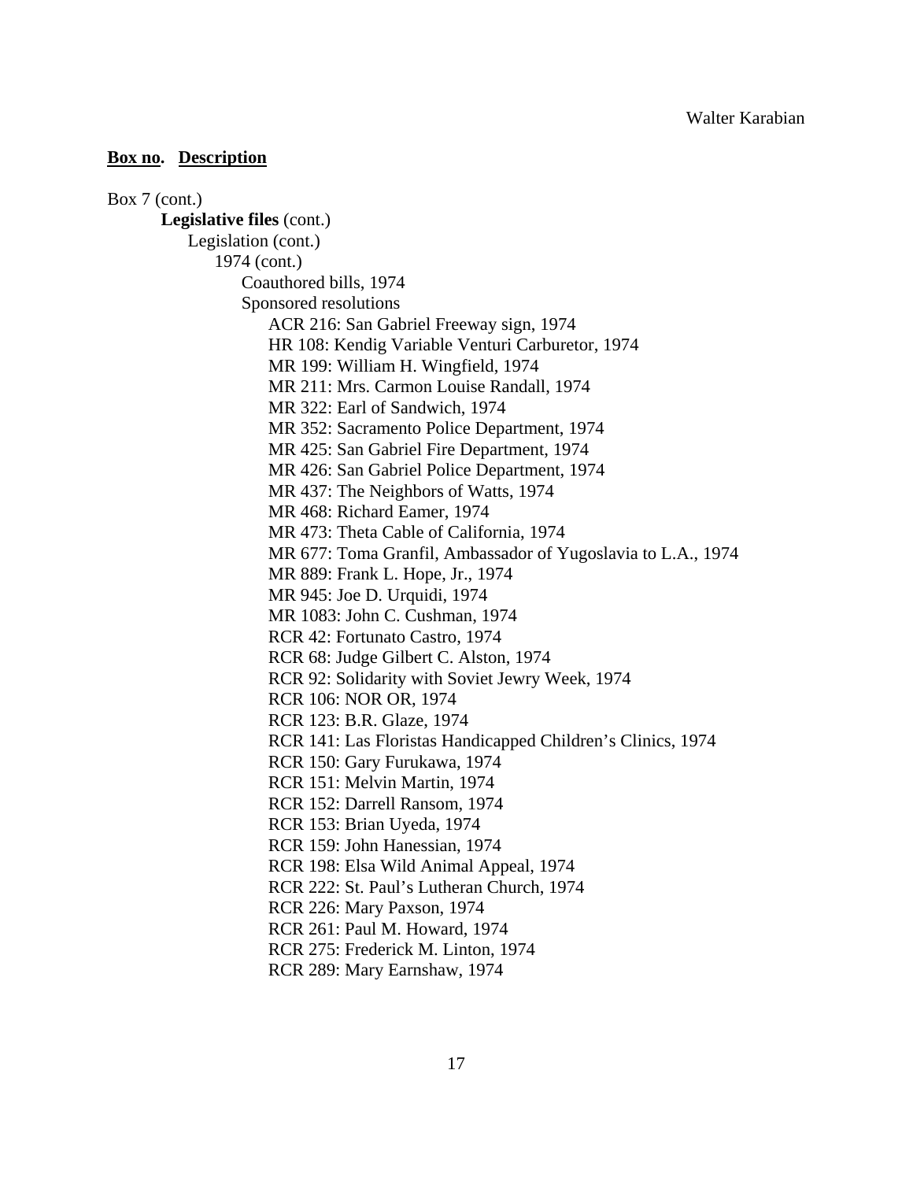**Box no. Description**

Box 7 (cont.)

- **Legislative files** (cont.)
  - Legislation (cont.)
    - 1974 (cont.)
      - Coauthored bills, 1974
      - Sponsored resolutions
        - ACR 216: San Gabriel Freeway sign, 1974
        - HR 108: Kendig Variable Venturi Carburetor, 1974
        - MR 199: William H. Wingfield, 1974
        - MR 211: Mrs. Carmon Louise Randall, 1974
        - MR 322: Earl of Sandwich, 1974
        - MR 352: Sacramento Police Department, 1974
        - MR 425: San Gabriel Fire Department, 1974
        - MR 426: San Gabriel Police Department, 1974
        - MR 437: The Neighbors of Watts, 1974
        - MR 468: Richard Eamer, 1974
        - MR 473: Theta Cable of California, 1974
        - MR 677: Toma Granfil, Ambassador of Yugoslavia to L.A., 1974
        - MR 889: Frank L. Hope, Jr., 1974
        - MR 945: Joe D. Urquidi, 1974
        - MR 1083: John C. Cushman, 1974
        - RCR 42: Fortunato Castro, 1974
        - RCR 68: Judge Gilbert C. Alston, 1974
        - RCR 92: Solidarity with Soviet Jewry Week, 1974
        - RCR 106: NOR OR, 1974
        - RCR 123: B.R. Glaze, 1974
        - RCR 141: Las Floristas Handicapped Children's Clinics, 1974
        - RCR 150: Gary Furukawa, 1974
        - RCR 151: Melvin Martin, 1974
        - RCR 152: Darrell Ransom, 1974
        - RCR 153: Brian Uyeda, 1974
        - RCR 159: John Hanessian, 1974
        - RCR 198: Elsa Wild Animal Appeal, 1974
        - RCR 222: St. Paul's Lutheran Church, 1974
        - RCR 226: Mary Paxson, 1974
        - RCR 261: Paul M. Howard, 1974
        - RCR 275: Frederick M. Linton, 1974
        - RCR 289: Mary Earnshaw, 1974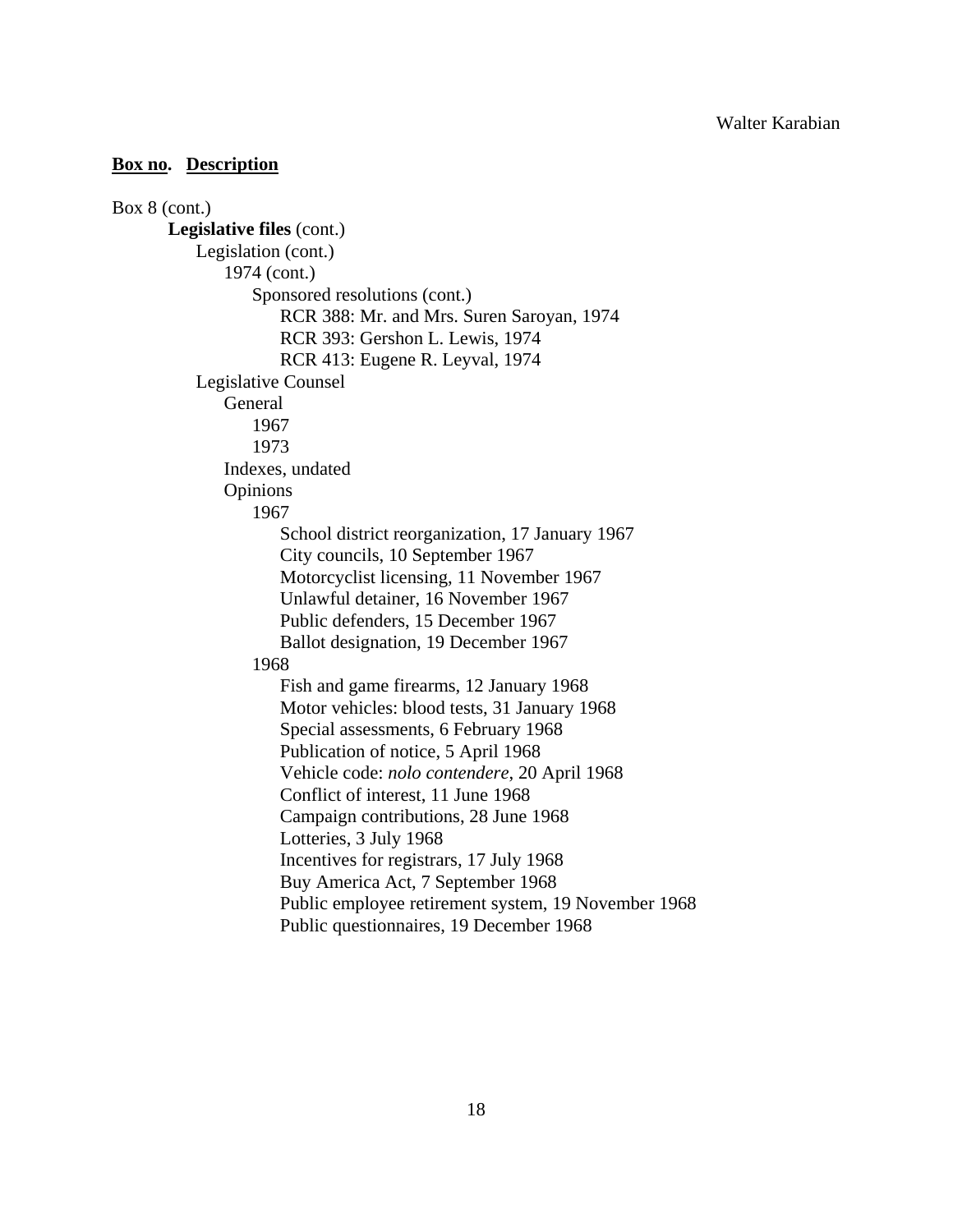**Box no. Description**

Box 8 (cont.)

**Legislative files** (cont.)

- Legislation (cont.)
    - 1974 (cont.)
        - Sponsored resolutions (cont.)
            - RCR 388: Mr. and Mrs. Suren Saroyan, 1974
            - RCR 393: Gershon L. Lewis, 1974
            - RCR 413: Eugene R. Leyval, 1974
- Legislative Counsel
    - General
        - 1967
        - 1973
    - Indexes, undated
    - Opinions
        - 1967
            - School district reorganization, 17 January 1967
            - City councils, 10 September 1967
            - Motorcyclist licensing, 11 November 1967
            - Unlawful detainer, 16 November 1967
            - Public defenders, 15 December 1967
            - Ballot designation, 19 December 1967
        - 1968
            - Fish and game firearms, 12 January 1968
            - Motor vehicles: blood tests, 31 January 1968
            - Special assessments, 6 February 1968
            - Publication of notice, 5 April 1968
            - Vehicle code: *nolo contendere*, 20 April 1968
            - Conflict of interest, 11 June 1968
            - Campaign contributions, 28 June 1968
            - Lotteries, 3 July 1968
            - Incentives for registrars, 17 July 1968
            - Buy America Act, 7 September 1968
            - Public employee retirement system, 19 November 1968
            - Public questionnaires, 19 December 1968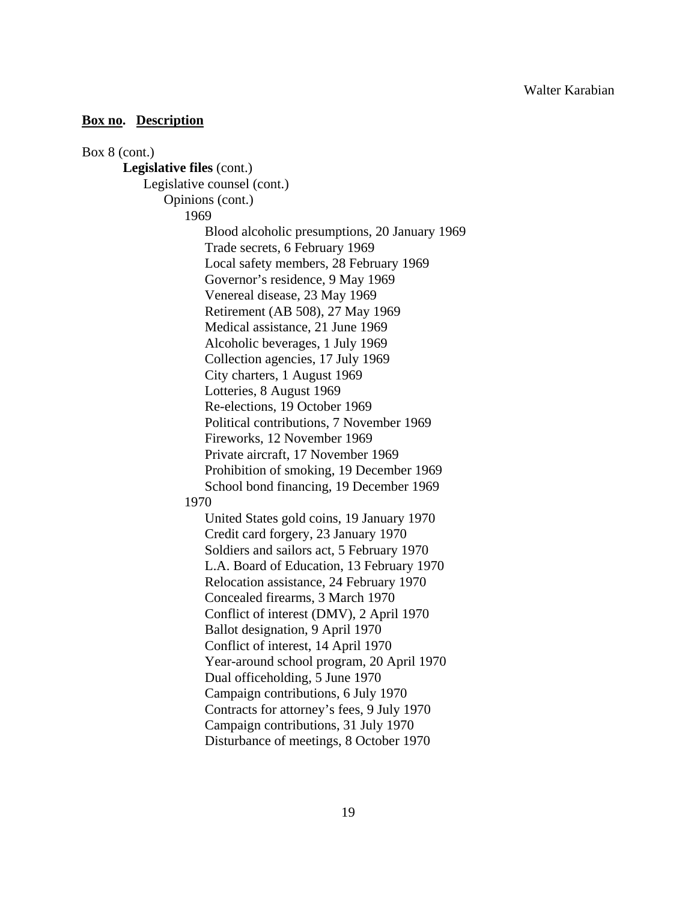**Box no. Description**

Box 8 (cont.)

- **Legislative files** (cont.)
  - Legislative counsel (cont.)
    - Opinions (cont.)
      - 1969
        - Blood alcoholic presumptions, 20 January 1969
        - Trade secrets, 6 February 1969
        - Local safety members, 28 February 1969
        - Governor's residence, 9 May 1969
        - Venereal disease, 23 May 1969
        - Retirement (AB 508), 27 May 1969
        - Medical assistance, 21 June 1969
        - Alcoholic beverages, 1 July 1969
        - Collection agencies, 17 July 1969
        - City charters, 1 August 1969
        - Lotteries, 8 August 1969
        - Re-elections, 19 October 1969
        - Political contributions, 7 November 1969
        - Fireworks, 12 November 1969
        - Private aircraft, 17 November 1969
        - Prohibition of smoking, 19 December 1969
        - School bond financing, 19 December 1969
      - 1970
        - United States gold coins, 19 January 1970
        - Credit card forgery, 23 January 1970
        - Soldiers and sailors act, 5 February 1970
        - L.A. Board of Education, 13 February 1970
        - Relocation assistance, 24 February 1970
        - Concealed firearms, 3 March 1970
        - Conflict of interest (DMV), 2 April 1970
        - Ballot designation, 9 April 1970
        - Conflict of interest, 14 April 1970
        - Year-around school program, 20 April 1970
        - Dual officeholding, 5 June 1970
        - Campaign contributions, 6 July 1970
        - Contracts for attorney's fees, 9 July 1970
        - Campaign contributions, 31 July 1970
        - Disturbance of meetings, 8 October 1970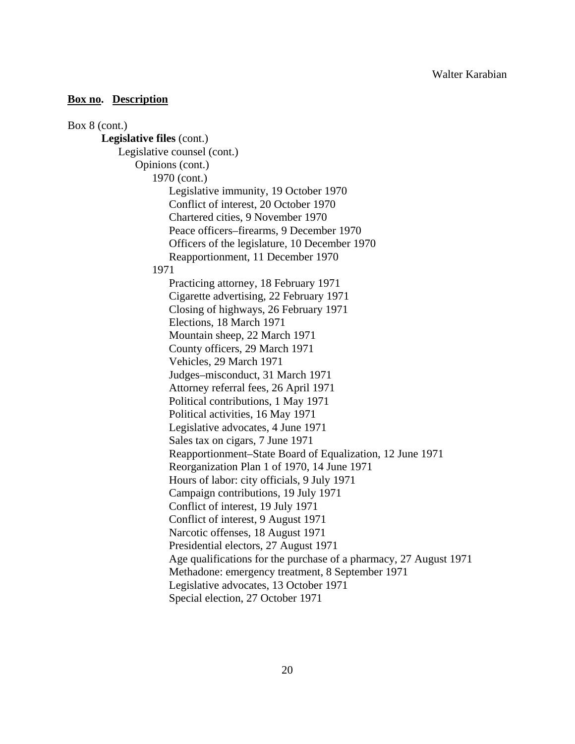**Box no.** **Description**

Box 8 (cont.)

- **Legislative files** (cont.)
  - Legislative counsel (cont.)
    - Opinions (cont.)
      - 1970 (cont.)
        - Legislative immunity, 19 October 1970
        - Conflict of interest, 20 October 1970
        - Chartered cities, 9 November 1970
        - Peace officers–firearms, 9 December 1970
        - Officers of the legislature, 10 December 1970
        - Reapportionment, 11 December 1970
      - 1971
        - Practicing attorney, 18 February 1971
        - Cigarette advertising, 22 February 1971
        - Closing of highways, 26 February 1971
        - Elections, 18 March 1971
        - Mountain sheep, 22 March 1971
        - County officers, 29 March 1971
        - Vehicles, 29 March 1971
        - Judges–misconduct, 31 March 1971
        - Attorney referral fees, 26 April 1971
        - Political contributions, 1 May 1971
        - Political activities, 16 May 1971
        - Legislative advocates, 4 June 1971
        - Sales tax on cigars, 7 June 1971
        - Reapportionment–State Board of Equalization, 12 June 1971
        - Reorganization Plan 1 of 1970, 14 June 1971
        - Hours of labor: city officials, 9 July 1971
        - Campaign contributions, 19 July 1971
        - Conflict of interest, 19 July 1971
        - Conflict of interest, 9 August 1971
        - Narcotic offenses, 18 August 1971
        - Presidential electors, 27 August 1971
        - Age qualifications for the purchase of a pharmacy, 27 August 1971
        - Methadone: emergency treatment, 8 September 1971
        - Legislative advocates, 13 October 1971
        - Special election, 27 October 1971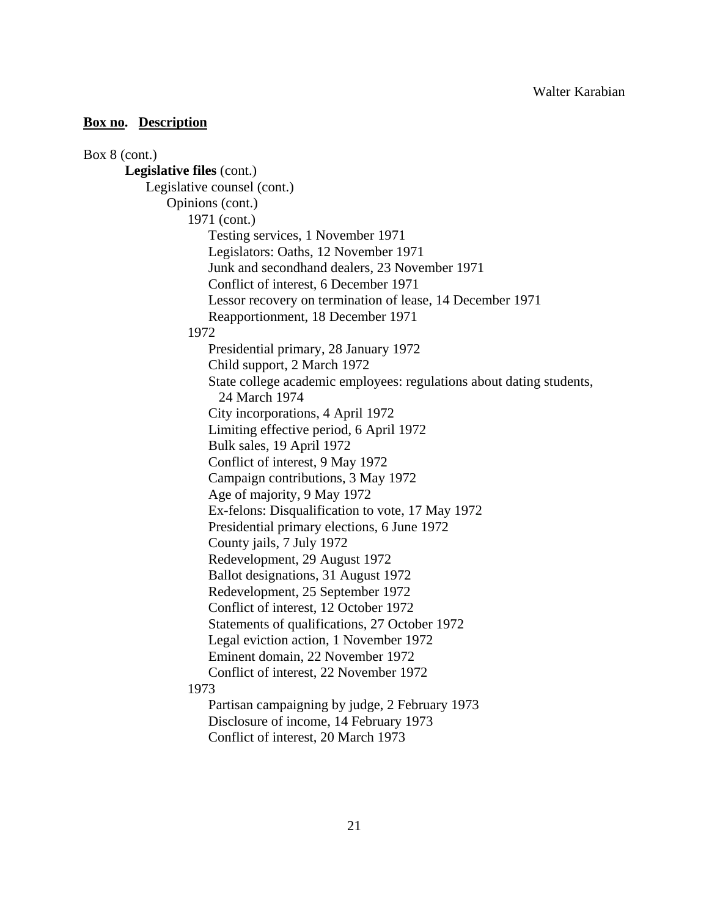**Box no. Description**

Box 8 (cont.)

- **Legislative files** (cont.)
  - Legislative counsel (cont.)
    - Opinions (cont.)
      - 1971 (cont.)
        - Testing services, 1 November 1971
        - Legislators: Oaths, 12 November 1971
        - Junk and secondhand dealers, 23 November 1971
        - Conflict of interest, 6 December 1971
        - Lessor recovery on termination of lease, 14 December 1971
        - Reapportionment, 18 December 1971
      - 1972
        - Presidential primary, 28 January 1972
        - Child support, 2 March 1972
        - State college academic employees: regulations about dating students, 24 March 1974
        - City incorporations, 4 April 1972
        - Limiting effective period, 6 April 1972
        - Bulk sales, 19 April 1972
        - Conflict of interest, 9 May 1972
        - Campaign contributions, 3 May 1972
        - Age of majority, 9 May 1972
        - Ex-felons: Disqualification to vote, 17 May 1972
        - Presidential primary elections, 6 June 1972
        - County jails, 7 July 1972
        - Redevelopment, 29 August 1972
        - Ballot designations, 31 August 1972
        - Redevelopment, 25 September 1972
        - Conflict of interest, 12 October 1972
        - Statements of qualifications, 27 October 1972
        - Legal eviction action, 1 November 1972
        - Eminent domain, 22 November 1972
        - Conflict of interest, 22 November 1972
      - 1973
        - Partisan campaigning by judge, 2 February 1973
        - Disclosure of income, 14 February 1973
        - Conflict of interest, 20 March 1973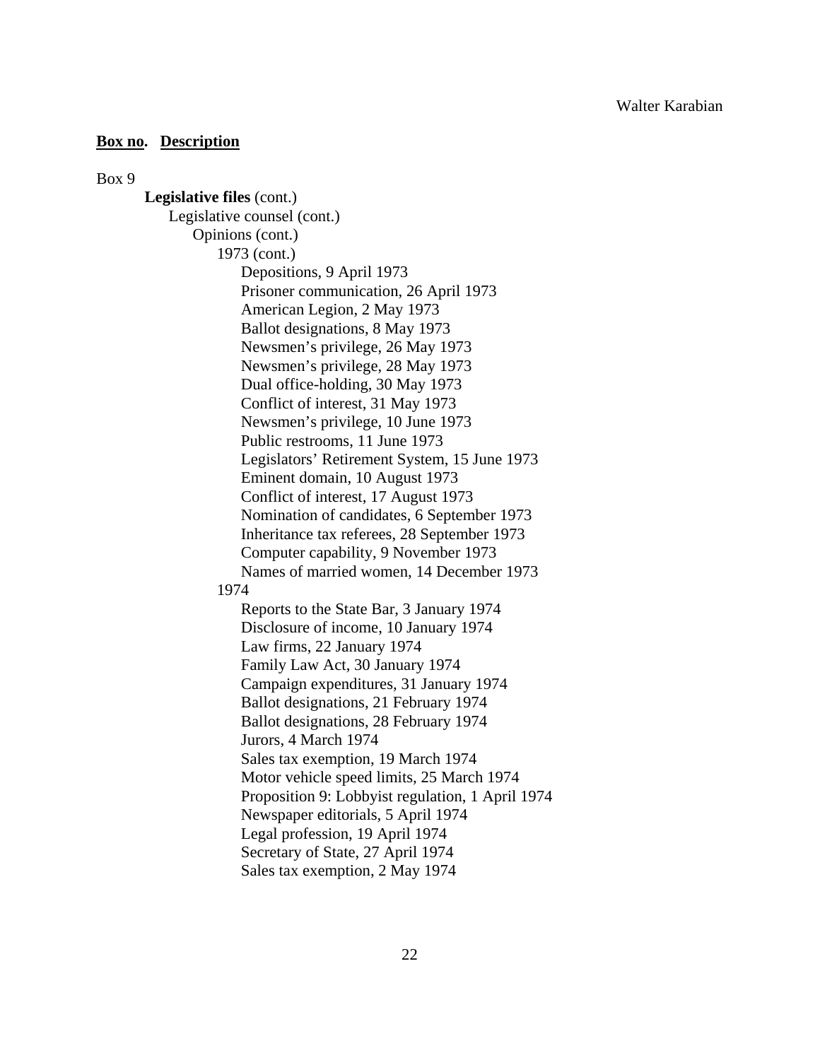**Box no.** **Description**

Box 9

**Legislative files** (cont.)

Legislative counsel (cont.)

Opinions (cont.)

1973 (cont.)

- Depositions, 9 April 1973
- Prisoner communication, 26 April 1973
- American Legion, 2 May 1973
- Ballot designations, 8 May 1973
- Newsmen's privilege, 26 May 1973
- Newsmen's privilege, 28 May 1973
- Dual office-holding, 30 May 1973
- Conflict of interest, 31 May 1973
- Newsmen's privilege, 10 June 1973
- Public restrooms, 11 June 1973
- Legislators' Retirement System, 15 June 1973
- Eminent domain, 10 August 1973
- Conflict of interest, 17 August 1973
- Nomination of candidates, 6 September 1973
- Inheritance tax referees, 28 September 1973
- Computer capability, 9 November 1973
- Names of married women, 14 December 1973

1974

- Reports to the State Bar, 3 January 1974
- Disclosure of income, 10 January 1974
- Law firms, 22 January 1974
- Family Law Act, 30 January 1974
- Campaign expenditures, 31 January 1974
- Ballot designations, 21 February 1974
- Ballot designations, 28 February 1974
- Jurors, 4 March 1974
- Sales tax exemption, 19 March 1974
- Motor vehicle speed limits, 25 March 1974
- Proposition 9: Lobbyist regulation, 1 April 1974
- Newspaper editorials, 5 April 1974
- Legal profession, 19 April 1974
- Secretary of State, 27 April 1974
- Sales tax exemption, 2 May 1974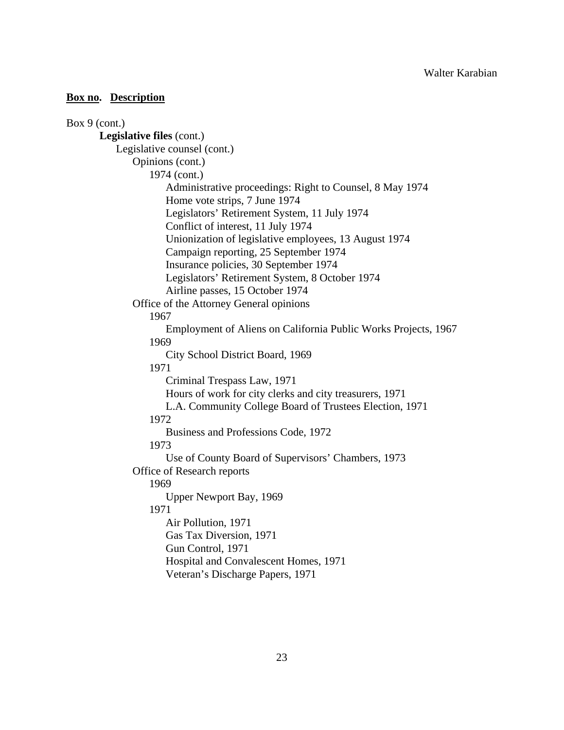**Box no. Description**

Box 9 (cont.)

**Legislative files** (cont.)

- Legislative counsel (cont.)
  - Opinions (cont.)
    - 1974 (cont.)
      - Administrative proceedings: Right to Counsel, 8 May 1974
      - Home vote strips, 7 June 1974
      - Legislators' Retirement System, 11 July 1974
      - Conflict of interest, 11 July 1974
      - Unionization of legislative employees, 13 August 1974
      - Campaign reporting, 25 September 1974
      - Insurance policies, 30 September 1974
      - Legislators' Retirement System, 8 October 1974
      - Airline passes, 15 October 1974
  - Office of the Attorney General opinions
    - 1967
      - Employment of Aliens on California Public Works Projects, 1967
    - 1969
      - City School District Board, 1969
    - 1971
      - Criminal Trespass Law, 1971
      - Hours of work for city clerks and city treasurers, 1971
      - L.A. Community College Board of Trustees Election, 1971
    - 1972
      - Business and Professions Code, 1972
    - 1973
      - Use of County Board of Supervisors' Chambers, 1973
  - Office of Research reports
    - 1969
      - Upper Newport Bay, 1969
    - 1971
      - Air Pollution, 1971
      - Gas Tax Diversion, 1971
      - Gun Control, 1971
      - Hospital and Convalescent Homes, 1971
      - Veteran's Discharge Papers, 1971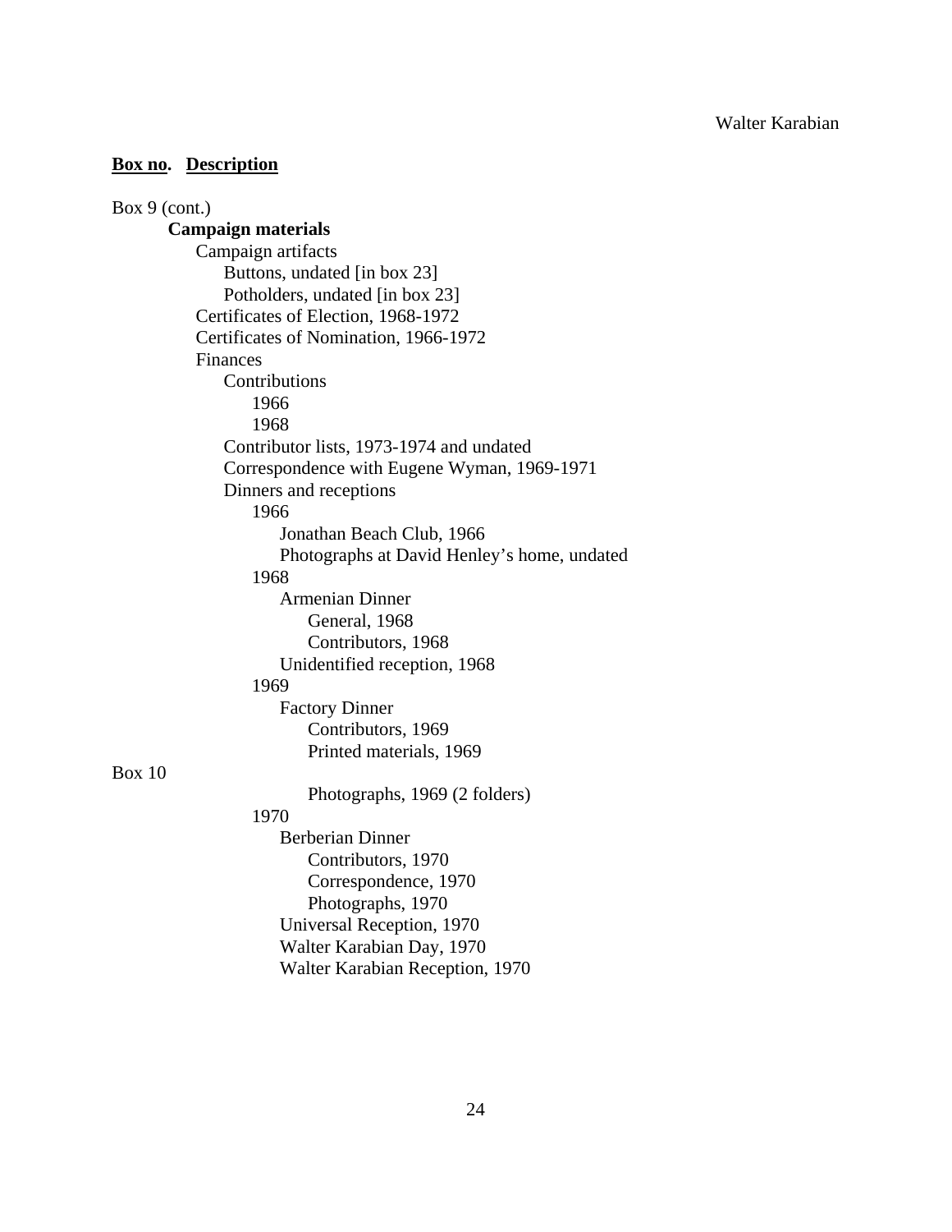**Box no.** **Description**

Box 9 (cont.)

**Campaign materials**

- Campaign artifacts
    - Buttons, undated [in box 23]
    - Potholders, undated [in box 23]
- Certificates of Election, 1968-1972
- Certificates of Nomination, 1966-1972
- Finances
    - Contributions
        - 1966
        - 1968
    - Contributor lists, 1973-1974 and undated
    - Correspondence with Eugene Wyman, 1969-1971
    - Dinners and receptions
        - 1966
            - Jonathan Beach Club, 1966
            - Photographs at David Henley's home, undated
        - 1968
            - Armenian Dinner
                - General, 1968
                - Contributors, 1968
            - Unidentified reception, 1968
        - 1969
            - Factory Dinner
                - Contributors, 1969
                - Printed materials, 1969

Box 10

- Photographs, 1969 (2 folders)
- 1970
    - Berberian Dinner
        - Contributors, 1970
        - Correspondence, 1970
        - Photographs, 1970
    - Universal Reception, 1970
    - Walter Karabian Day, 1970
    - Walter Karabian Reception, 1970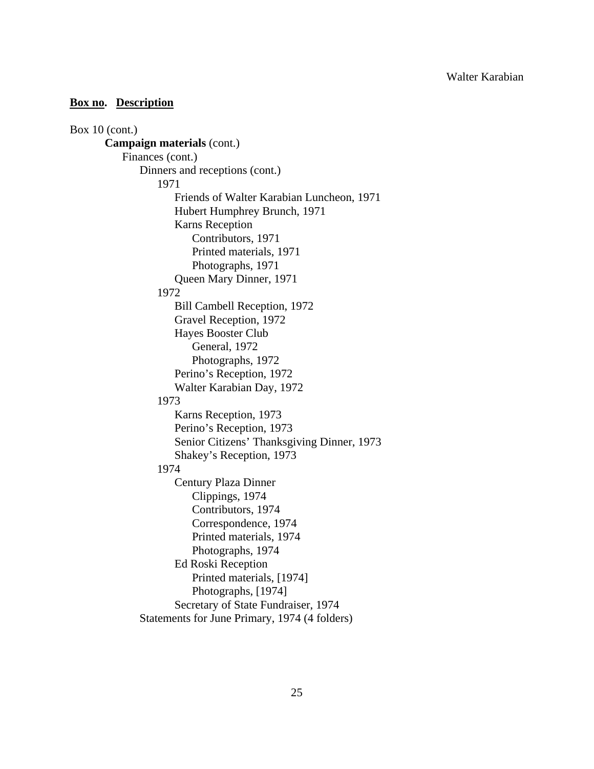**Box no. Description**

Box 10 (cont.)

- **Campaign materials** (cont.)
  - Finances (cont.)
    - Dinners and receptions (cont.)
      - 1971
        - Friends of Walter Karabian Luncheon, 1971
        - Hubert Humphrey Brunch, 1971
        - Karns Reception
          - Contributors, 1971
          - Printed materials, 1971
          - Photographs, 1971
        - Queen Mary Dinner, 1971
      - 1972
        - Bill Cambell Reception, 1972
        - Gravel Reception, 1972
        - Hayes Booster Club
          - General, 1972
          - Photographs, 1972
        - Perino's Reception, 1972
        - Walter Karabian Day, 1972
      - 1973
        - Karns Reception, 1973
        - Perino's Reception, 1973
        - Senior Citizens' Thanksgiving Dinner, 1973
        - Shakey's Reception, 1973
      - 1974
        - Century Plaza Dinner
          - Clippings, 1974
          - Contributors, 1974
          - Correspondence, 1974
          - Printed materials, 1974
          - Photographs, 1974
        - Ed Roski Reception
          - Printed materials, [1974]
          - Photographs, [1974]
        - Secretary of State Fundraiser, 1974
    - Statements for June Primary, 1974 (4 folders)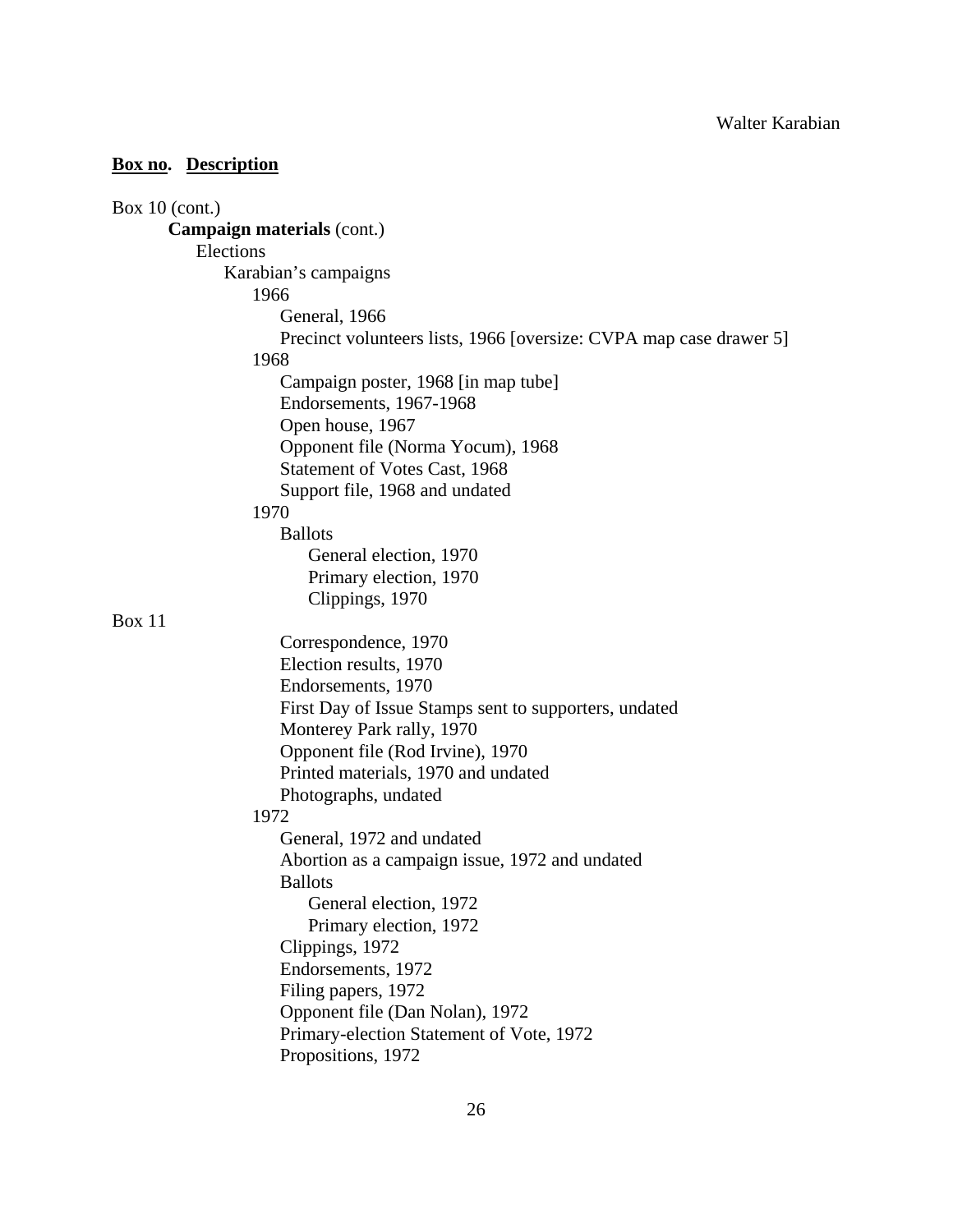**Box no. Description**

Box 10 (cont.)

**Campaign materials** (cont.)

- Elections
  - Karabian's campaigns
    - 1966
      - General, 1966
      - Precinct volunteers lists, 1966 [oversize: CVPA map case drawer 5]
    - 1968
      - Campaign poster, 1968 [in map tube]
      - Endorsements, 1967-1968
      - Open house, 1967
      - Opponent file (Norma Yocum), 1968
      - Statement of Votes Cast, 1968
      - Support file, 1968 and undated
    - 1970
      - Ballots
        - General election, 1970
        - Primary election, 1970
        - Clippings, 1970

Box 11

- Correspondence, 1970
- Election results, 1970
- Endorsements, 1970
- First Day of Issue Stamps sent to supporters, undated
- Monterey Park rally, 1970
- Opponent file (Rod Irvine), 1970
- Printed materials, 1970 and undated
- Photographs, undated

- 1972
  - General, 1972 and undated
  - Abortion as a campaign issue, 1972 and undated
  - Ballots
    - General election, 1972
    - Primary election, 1972
  - Clippings, 1972
  - Endorsements, 1972
  - Filing papers, 1972
  - Opponent file (Dan Nolan), 1972
  - Primary-election Statement of Vote, 1972
  - Propositions, 1972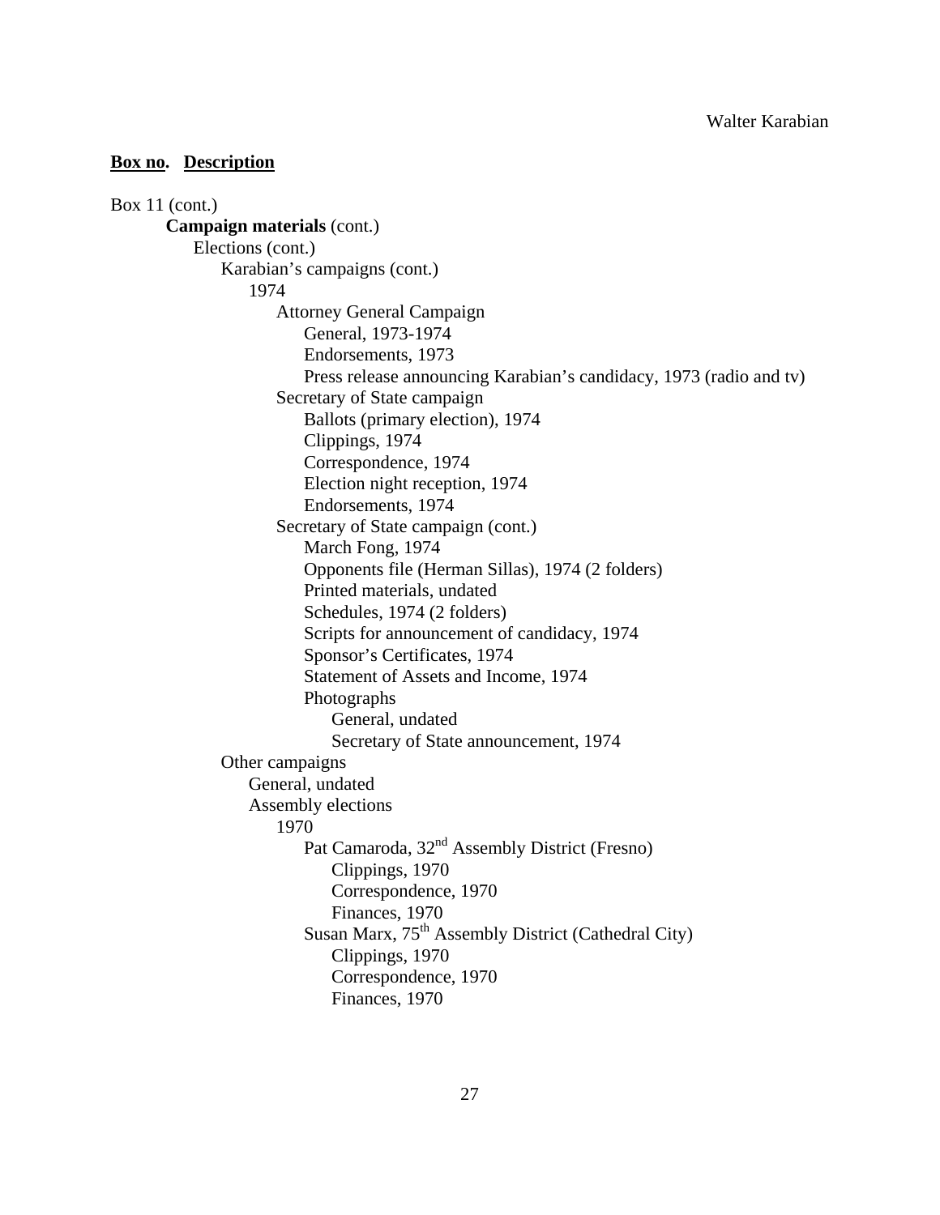**Box no. Description**

Box 11 (cont.)

- **Campaign materials** (cont.)
    - Elections (cont.)
        - Karabian's campaigns (cont.)
            - 1974
                - Attorney General Campaign
                    - General, 1973-1974
                    - Endorsements, 1973
                    - Press release announcing Karabian's candidacy, 1973 (radio and tv)
                - Secretary of State campaign
                    - Ballots (primary election), 1974
                    - Clippings, 1974
                    - Correspondence, 1974
                    - Election night reception, 1974
                    - Endorsements, 1974
                - Secretary of State campaign (cont.)
                    - March Fong, 1974
                    - Opponents file (Herman Sillas), 1974 (2 folders)
                    - Printed materials, undated
                    - Schedules, 1974 (2 folders)
                    - Scripts for announcement of candidacy, 1974
                    - Sponsor's Certificates, 1974
                    - Statement of Assets and Income, 1974
                    - Photographs
                        - General, undated
                        - Secretary of State announcement, 1974
        - Other campaigns
            - General, undated
            - Assembly elections
                - 1970
                    - Pat Camaroda, 32nd Assembly District (Fresno)
                        - Clippings, 1970
                        - Correspondence, 1970
                        - Finances, 1970
                    - Susan Marx, 75th Assembly District (Cathedral City)
                        - Clippings, 1970
                        - Correspondence, 1970
                        - Finances, 1970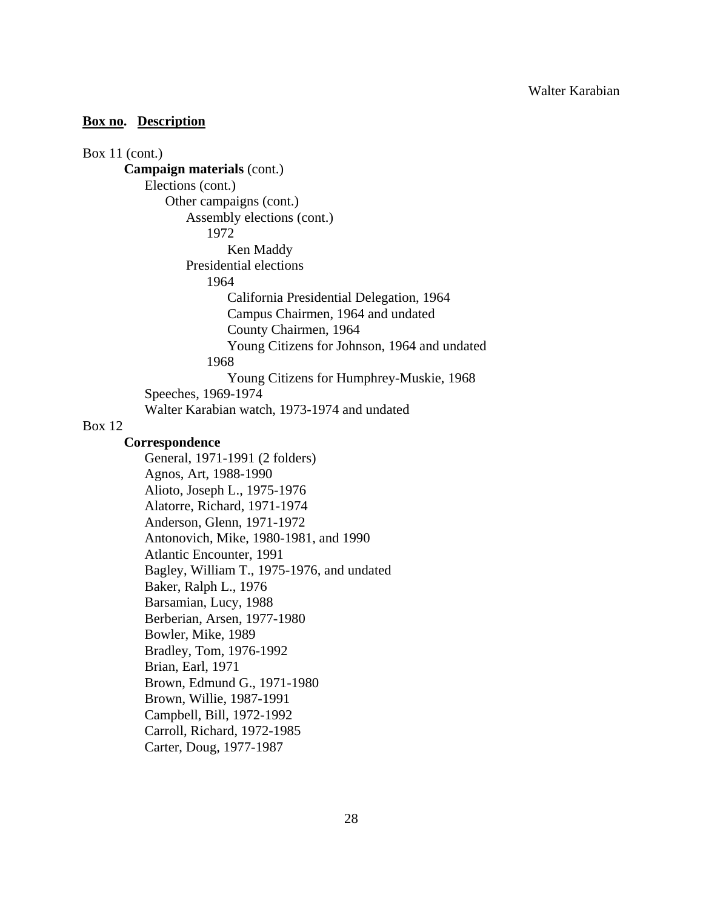**Box no. Description**

Box 11 (cont.)

**Campaign materials** (cont.)

- Elections (cont.)
  - Other campaigns (cont.)
    - Assembly elections (cont.)
      - 1972
        - Ken Maddy
    - Presidential elections
      - 1964
        - California Presidential Delegation, 1964
        - Campus Chairmen, 1964 and undated
        - County Chairmen, 1964
        - Young Citizens for Johnson, 1964 and undated
      - 1968
        - Young Citizens for Humphrey-Muskie, 1968
- Speeches, 1969-1974
- Walter Karabian watch, 1973-1974 and undated

Box 12

**Correspondence**

- General, 1971-1991 (2 folders)
- Agnos, Art, 1988-1990
- Alioto, Joseph L., 1975-1976
- Alatorre, Richard, 1971-1974
- Anderson, Glenn, 1971-1972
- Antonovich, Mike, 1980-1981, and 1990
- Atlantic Encounter, 1991
- Bagley, William T., 1975-1976, and undated
- Baker, Ralph L., 1976
- Barsamian, Lucy, 1988
- Berberian, Arsen, 1977-1980
- Bowler, Mike, 1989
- Bradley, Tom, 1976-1992
- Brian, Earl, 1971
- Brown, Edmund G., 1971-1980
- Brown, Willie, 1987-1991
- Campbell, Bill, 1972-1992
- Carroll, Richard, 1972-1985
- Carter, Doug, 1977-1987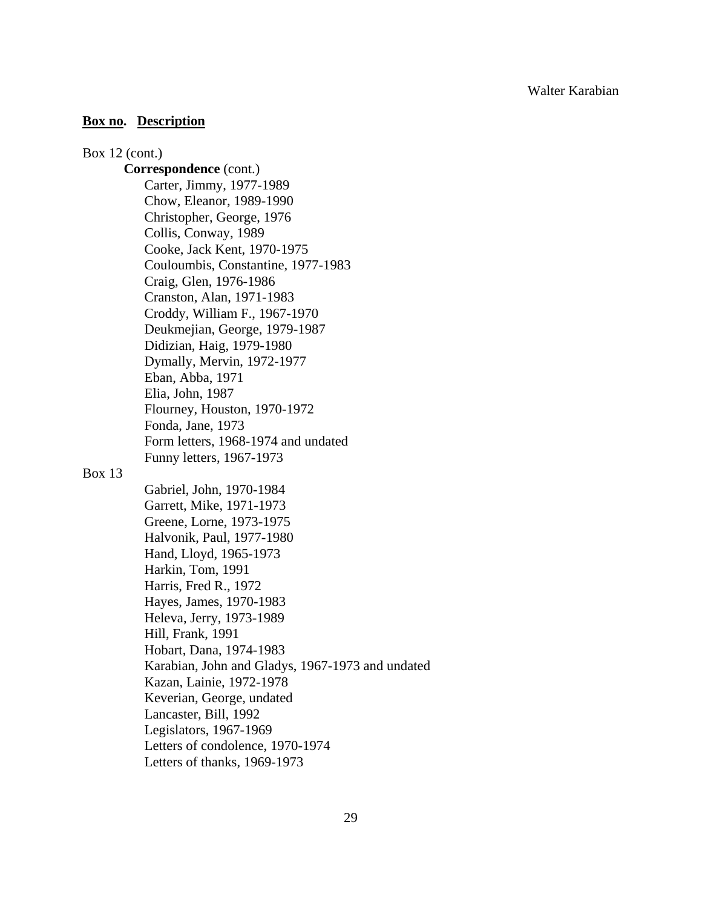**Box no. Description**

Box 12 (cont.)

**Correspondence** (cont.)

- Carter, Jimmy, 1977-1989
- Chow, Eleanor, 1989-1990
- Christopher, George, 1976
- Collis, Conway, 1989
- Cooke, Jack Kent, 1970-1975
- Couloumbis, Constantine, 1977-1983
- Craig, Glen, 1976-1986
- Cranston, Alan, 1971-1983
- Croddy, William F., 1967-1970
- Deukmejian, George, 1979-1987
- Didizian, Haig, 1979-1980
- Dymally, Mervin, 1972-1977
- Eban, Abba, 1971
- Elia, John, 1987
- Flourney, Houston, 1970-1972
- Fonda, Jane, 1973
- Form letters, 1968-1974 and undated
- Funny letters, 1967-1973

Box 13

- Gabriel, John, 1970-1984
- Garrett, Mike, 1971-1973
- Greene, Lorne, 1973-1975
- Halvonik, Paul, 1977-1980
- Hand, Lloyd, 1965-1973
- Harkin, Tom, 1991
- Harris, Fred R., 1972
- Hayes, James, 1970-1983
- Heleva, Jerry, 1973-1989
- Hill, Frank, 1991
- Hobart, Dana, 1974-1983
- Karabian, John and Gladys, 1967-1973 and undated
- Kazan, Lainie, 1972-1978
- Keverian, George, undated
- Lancaster, Bill, 1992
- Legislators, 1967-1969
- Letters of condolence, 1970-1974
- Letters of thanks, 1969-1973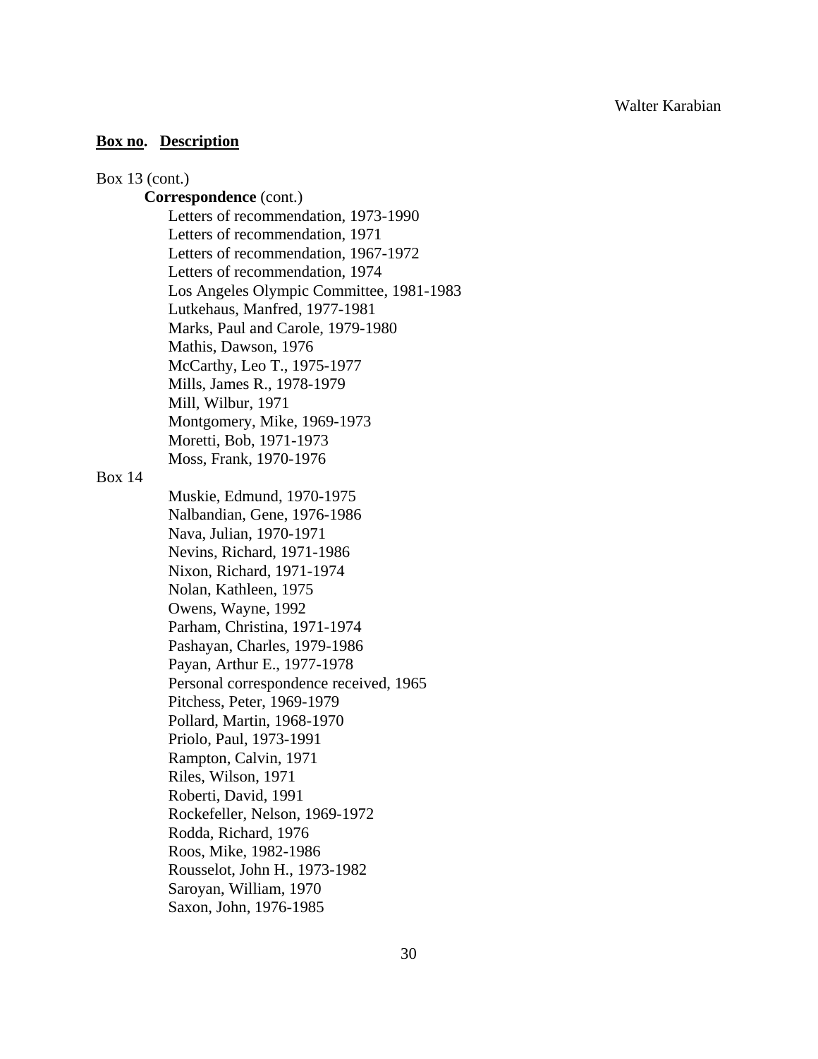**Box no. Description**

Box 13 (cont.)

**Correspondence** (cont.)

Letters of recommendation, 1973-1990
Letters of recommendation, 1971
Letters of recommendation, 1967-1972
Letters of recommendation, 1974
Los Angeles Olympic Committee, 1981-1983
Lutkehaus, Manfred, 1977-1981
Marks, Paul and Carole, 1979-1980
Mathis, Dawson, 1976
McCarthy, Leo T., 1975-1977
Mills, James R., 1978-1979
Mill, Wilbur, 1971
Montgomery, Mike, 1969-1973
Moretti, Bob, 1971-1973
Moss, Frank, 1970-1976

Box 14

Muskie, Edmund, 1970-1975
Nalbandian, Gene, 1976-1986
Nava, Julian, 1970-1971
Nevins, Richard, 1971-1986
Nixon, Richard, 1971-1974
Nolan, Kathleen, 1975
Owens, Wayne, 1992
Parham, Christina, 1971-1974
Pashayan, Charles, 1979-1986
Payan, Arthur E., 1977-1978
Personal correspondence received, 1965
Pitchess, Peter, 1969-1979
Pollard, Martin, 1968-1970
Priolo, Paul, 1973-1991
Rampton, Calvin, 1971
Riles, Wilson, 1971
Roberti, David, 1991
Rockefeller, Nelson, 1969-1972
Rodda, Richard, 1976
Roos, Mike, 1982-1986
Rousselot, John H., 1973-1982
Saroyan, William, 1970
Saxon, John, 1976-1985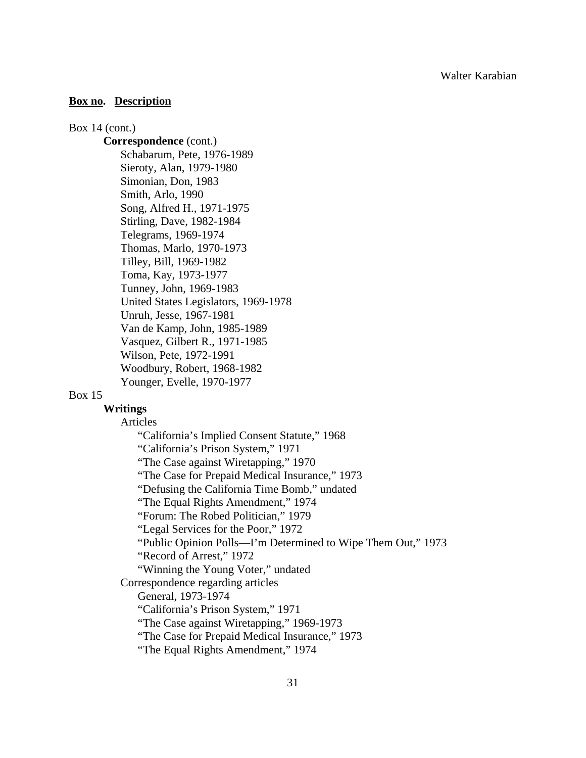**Box no. Description**

Box 14 (cont.)

**Correspondence** (cont.)

- Schabarum, Pete, 1976-1989
- Sieroty, Alan, 1979-1980
- Simonian, Don, 1983
- Smith, Arlo, 1990
- Song, Alfred H., 1971-1975
- Stirling, Dave, 1982-1984
- Telegrams, 1969-1974
- Thomas, Marlo, 1970-1973
- Tilley, Bill, 1969-1982
- Toma, Kay, 1973-1977
- Tunney, John, 1969-1983
- United States Legislators, 1969-1978
- Unruh, Jesse, 1967-1981
- Van de Kamp, John, 1985-1989
- Vasquez, Gilbert R., 1971-1985
- Wilson, Pete, 1972-1991
- Woodbury, Robert, 1968-1982
- Younger, Evelle, 1970-1977

Box 15

**Writings**

- Articles
  - "California's Implied Consent Statute," 1968
  - "California's Prison System," 1971
  - "The Case against Wiretapping," 1970
  - "The Case for Prepaid Medical Insurance," 1973
  - "Defusing the California Time Bomb," undated
  - "The Equal Rights Amendment," 1974
  - "Forum: The Robed Politician," 1979
  - "Legal Services for the Poor," 1972
  - "Public Opinion Polls—I'm Determined to Wipe Them Out," 1973
  - "Record of Arrest," 1972
  - "Winning the Young Voter," undated
- Correspondence regarding articles
  - General, 1973-1974
  - "California's Prison System," 1971
  - "The Case against Wiretapping," 1969-1973
  - "The Case for Prepaid Medical Insurance," 1973
  - "The Equal Rights Amendment," 1974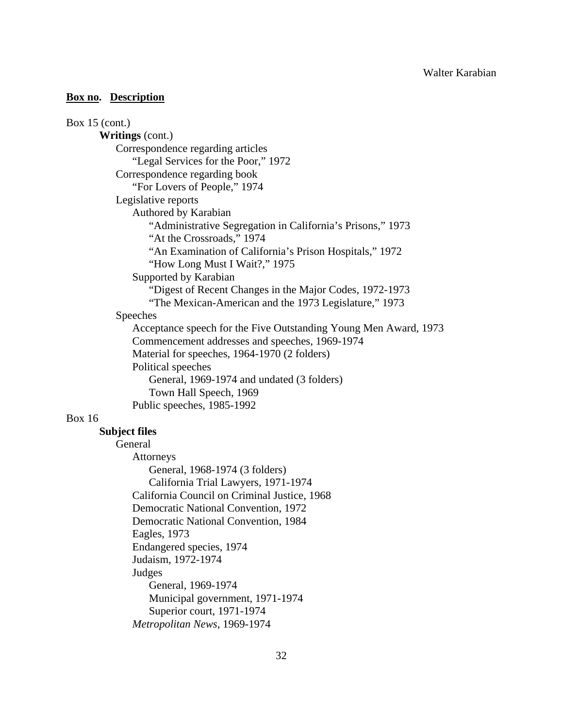**Box no.** **Description**

Box 15 (cont.)

- **Writings** (cont.)
  - Correspondence regarding articles
    - "Legal Services for the Poor," 1972
  - Correspondence regarding book
    - "For Lovers of People," 1974
  - Legislative reports
    - Authored by Karabian
      - "Administrative Segregation in California's Prisons," 1973
      - "At the Crossroads," 1974
      - "An Examination of California's Prison Hospitals," 1972
      - "How Long Must I Wait?," 1975
    - Supported by Karabian
      - "Digest of Recent Changes in the Major Codes, 1972-1973
      - "The Mexican-American and the 1973 Legislature," 1973
  - Speeches
    - Acceptance speech for the Five Outstanding Young Men Award, 1973
    - Commencement addresses and speeches, 1969-1974
    - Material for speeches, 1964-1970 (2 folders)
    - Political speeches
      - General, 1969-1974 and undated (3 folders)
      - Town Hall Speech, 1969
    - Public speeches, 1985-1992

Box 16

- **Subject files**
  - General
    - Attorneys
      - General, 1968-1974 (3 folders)
      - California Trial Lawyers, 1971-1974
    - California Council on Criminal Justice, 1968
    - Democratic National Convention, 1972
    - Democratic National Convention, 1984
    - Eagles, 1973
    - Endangered species, 1974
    - Judaism, 1972-1974
    - Judges
      - General, 1969-1974
      - Municipal government, 1971-1974
      - Superior court, 1971-1974
    - *Metropolitan News*, 1969-1974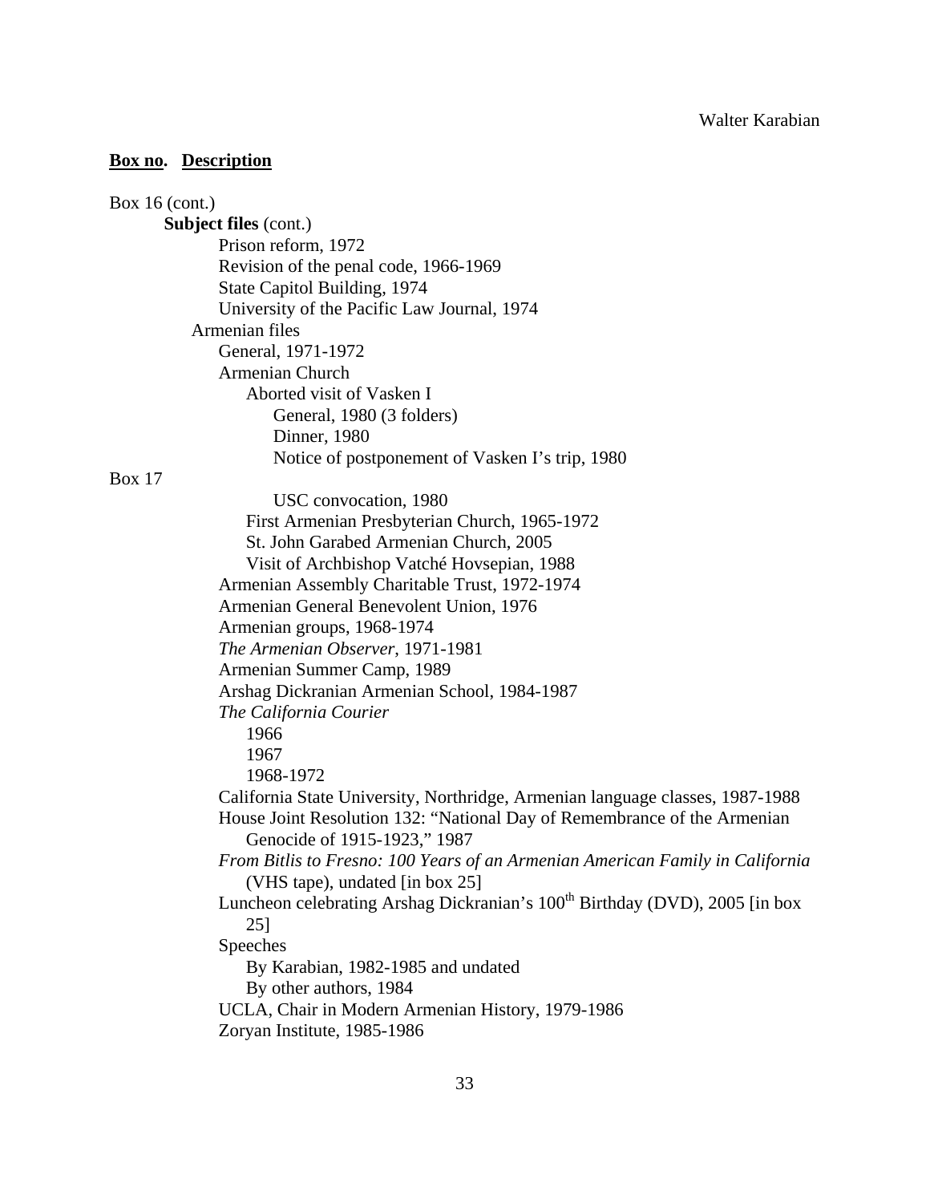**Box no. Description**

Box 16 (cont.)

**Subject files** (cont.)

- Prison reform, 1972
- Revision of the penal code, 1966-1969
- State Capitol Building, 1974
- University of the Pacific Law Journal, 1974

Armenian files

- General, 1971-1972
- Armenian Church
  - Aborted visit of Vasken I
    - General, 1980 (3 folders)
    - Dinner, 1980
    - Notice of postponement of Vasken I's trip, 1980

Box 17

- USC convocation, 1980
- First Armenian Presbyterian Church, 1965-1972
- St. John Garabed Armenian Church, 2005
- Visit of Archbishop Vatché Hovsepian, 1988

- Armenian Assembly Charitable Trust, 1972-1974
- Armenian General Benevolent Union, 1976
- Armenian groups, 1968-1974
- *The Armenian Observer*, 1971-1981
- Armenian Summer Camp, 1989
- Arshag Dickranian Armenian School, 1984-1987
- *The California Courier*
  - 1966
  - 1967
  - 1968-1972
- California State University, Northridge, Armenian language classes, 1987-1988
- House Joint Resolution 132: "National Day of Remembrance of the Armenian Genocide of 1915-1923," 1987
- *From Bitlis to Fresno: 100 Years of an Armenian American Family in California* (VHS tape), undated [in box 25]
- Luncheon celebrating Arshag Dickranian's 100th Birthday (DVD), 2005 [in box 25]
- Speeches
  - By Karabian, 1982-1985 and undated
  - By other authors, 1984
- UCLA, Chair in Modern Armenian History, 1979-1986
- Zoryan Institute, 1985-1986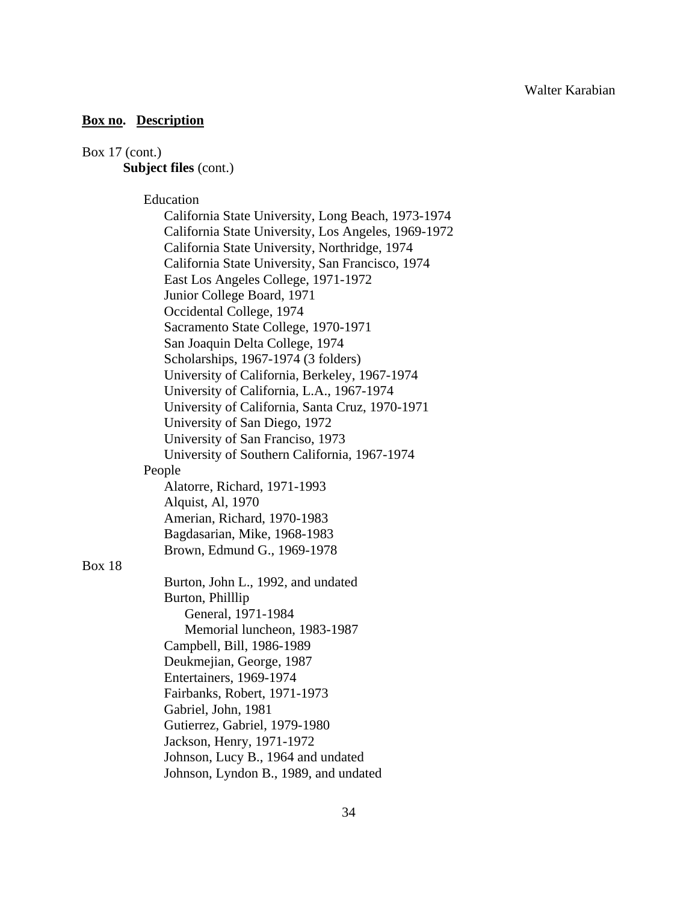**Box no. Description**

Box 17 (cont.)

**Subject files** (cont.)

Education

- California State University, Long Beach, 1973-1974
- California State University, Los Angeles, 1969-1972
- California State University, Northridge, 1974
- California State University, San Francisco, 1974
- East Los Angeles College, 1971-1972
- Junior College Board, 1971
- Occidental College, 1974
- Sacramento State College, 1970-1971
- San Joaquin Delta College, 1974
- Scholarships, 1967-1974 (3 folders)
- University of California, Berkeley, 1967-1974
- University of California, L.A., 1967-1974
- University of California, Santa Cruz, 1970-1971
- University of San Diego, 1972
- University of San Franciso, 1973
- University of Southern California, 1967-1974

People

- Alatorre, Richard, 1971-1993
- Alquist, Al, 1970
- Amerian, Richard, 1970-1983
- Bagdasarian, Mike, 1968-1983
- Brown, Edmund G., 1969-1978

Box 18

- Burton, John L., 1992, and undated
- Burton, Philllip
  - General, 1971-1984
  - Memorial luncheon, 1983-1987
- Campbell, Bill, 1986-1989
- Deukmejian, George, 1987
- Entertainers, 1969-1974
- Fairbanks, Robert, 1971-1973
- Gabriel, John, 1981
- Gutierrez, Gabriel, 1979-1980
- Jackson, Henry, 1971-1972
- Johnson, Lucy B., 1964 and undated
- Johnson, Lyndon B., 1989, and undated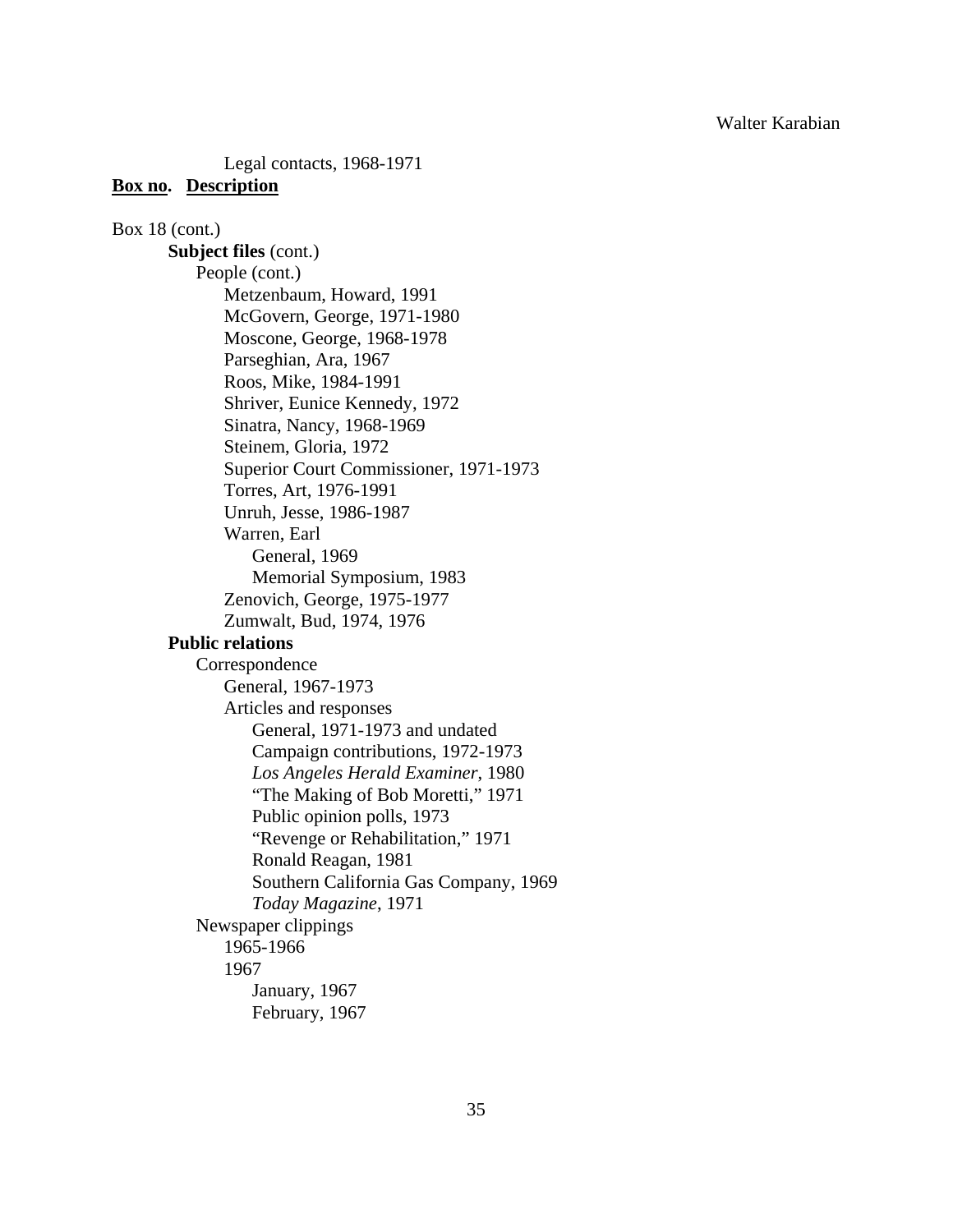Legal contacts, 1968-1971

**Box no. Description**

Box 18 (cont.)

- **Subject files** (cont.)
  - People (cont.)
    - Metzenbaum, Howard, 1991
    - McGovern, George, 1971-1980
    - Moscone, George, 1968-1978
    - Parseghian, Ara, 1967
    - Roos, Mike, 1984-1991
    - Shriver, Eunice Kennedy, 1972
    - Sinatra, Nancy, 1968-1969
    - Steinem, Gloria, 1972
    - Superior Court Commissioner, 1971-1973
    - Torres, Art, 1976-1991
    - Unruh, Jesse, 1986-1987
    - Warren, Earl
      - General, 1969
      - Memorial Symposium, 1983
    - Zenovich, George, 1975-1977
    - Zumwalt, Bud, 1974, 1976
- **Public relations**
  - Correspondence
    - General, 1967-1973
    - Articles and responses
      - General, 1971-1973 and undated
      - Campaign contributions, 1972-1973
      - *Los Angeles Herald Examiner*, 1980
      - "The Making of Bob Moretti," 1971
      - Public opinion polls, 1973
      - "Revenge or Rehabilitation," 1971
      - Ronald Reagan, 1981
      - Southern California Gas Company, 1969
      - *Today Magazine*, 1971
  - Newspaper clippings
    - 1965-1966
    - 1967
      - January, 1967
      - February, 1967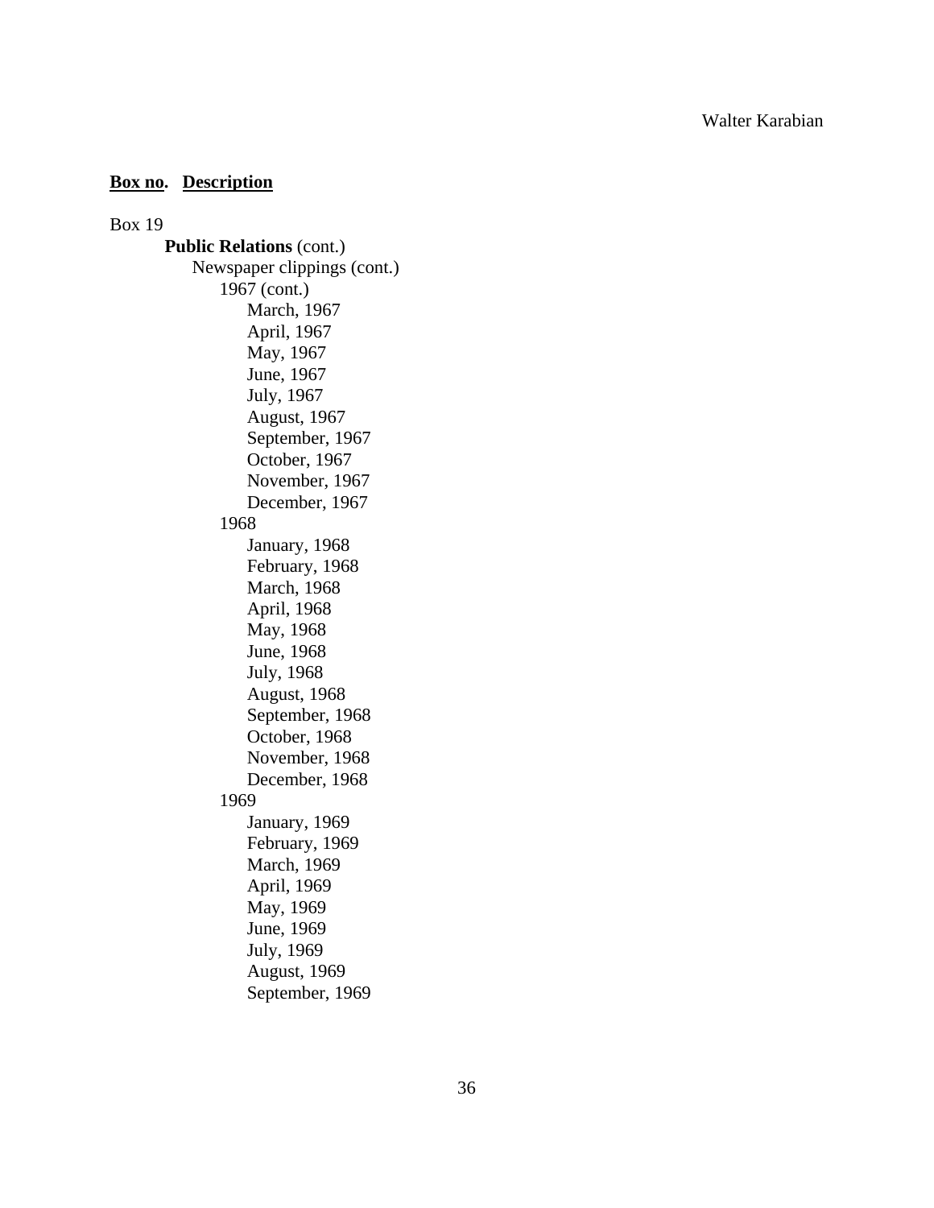**Box no.** **Description**

Box 19

**Public Relations** (cont.)

Newspaper clippings (cont.)

1967 (cont.)

- March, 1967
- April, 1967
- May, 1967
- June, 1967
- July, 1967
- August, 1967
- September, 1967
- October, 1967
- November, 1967
- December, 1967

1968

- January, 1968
- February, 1968
- March, 1968
- April, 1968
- May, 1968
- June, 1968
- July, 1968
- August, 1968
- September, 1968
- October, 1968
- November, 1968
- December, 1968

1969

- January, 1969
- February, 1969
- March, 1969
- April, 1969
- May, 1969
- June, 1969
- July, 1969
- August, 1969
- September, 1969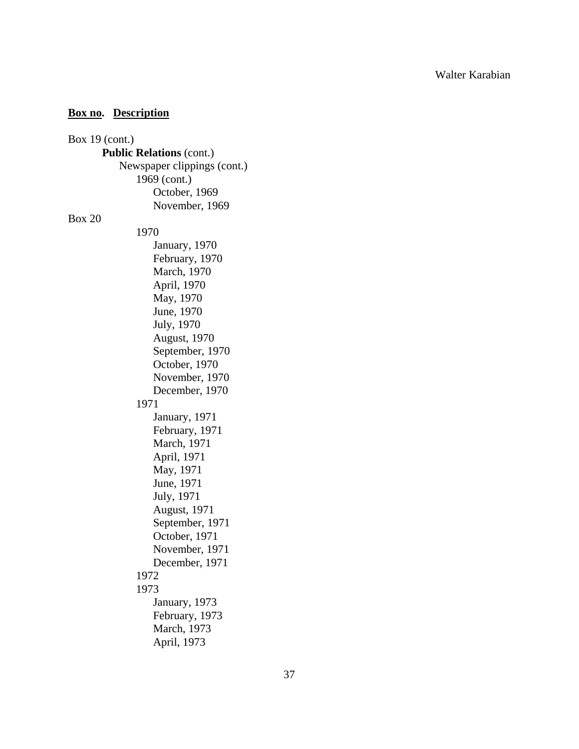**Box no. Description**

Box 19 (cont.)

- **Public Relations** (cont.)
  - Newspaper clippings (cont.)
    - 1969 (cont.)
      - October, 1969
      - November, 1969

Box 20

- 1970
  - January, 1970
  - February, 1970
  - March, 1970
  - April, 1970
  - May, 1970
  - June, 1970
  - July, 1970
  - August, 1970
  - September, 1970
  - October, 1970
  - November, 1970
  - December, 1970
- 1971
  - January, 1971
  - February, 1971
  - March, 1971
  - April, 1971
  - May, 1971
  - June, 1971
  - July, 1971
  - August, 1971
  - September, 1971
  - October, 1971
  - November, 1971
  - December, 1971
- 1972
- 1973
  - January, 1973
  - February, 1973
  - March, 1973
  - April, 1973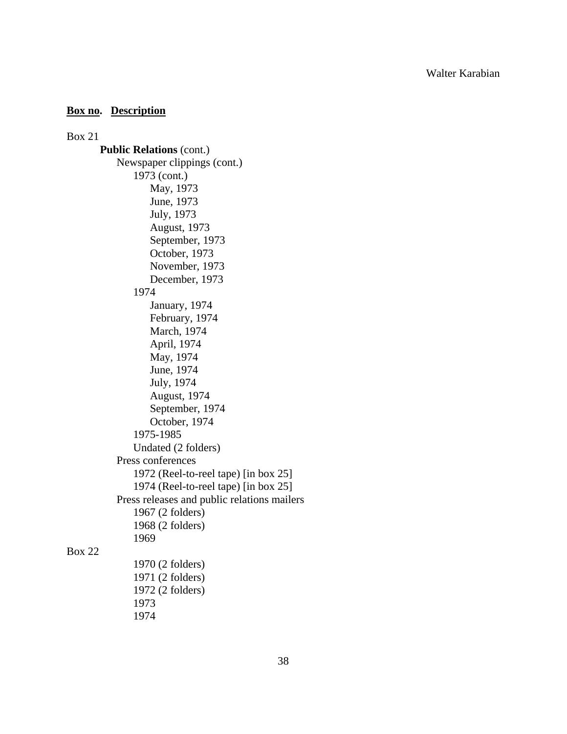**Box no. Description**

Box 21

- **Public Relations** (cont.)
  - Newspaper clippings (cont.)
    - 1973 (cont.)
      - May, 1973
      - June, 1973
      - July, 1973
      - August, 1973
      - September, 1973
      - October, 1973
      - November, 1973
      - December, 1973
    - 1974
      - January, 1974
      - February, 1974
      - March, 1974
      - April, 1974
      - May, 1974
      - June, 1974
      - July, 1974
      - August, 1974
      - September, 1974
      - October, 1974
    - 1975-1985
    - Undated (2 folders)
  - Press conferences
    - 1972 (Reel-to-reel tape) [in box 25]
    - 1974 (Reel-to-reel tape) [in box 25]
  - Press releases and public relations mailers
    - 1967 (2 folders)
    - 1968 (2 folders)
    - 1969

Box 22

- 1970 (2 folders)
- 1971 (2 folders)
- 1972 (2 folders)
- 1973
- 1974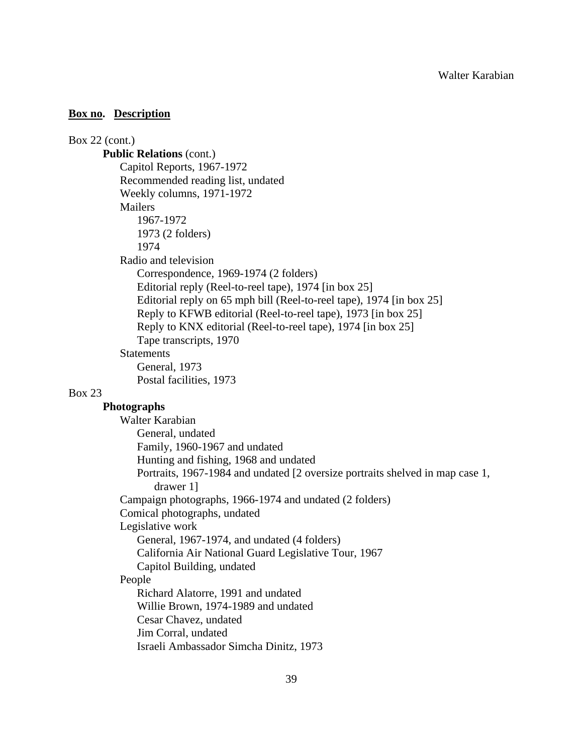**Box no. Description**

Box 22 (cont.)

- **Public Relations** (cont.)
  - Capitol Reports, 1967-1972
  - Recommended reading list, undated
  - Weekly columns, 1971-1972
  - Mailers
    - 1967-1972
    - 1973 (2 folders)
    - 1974
  - Radio and television
    - Correspondence, 1969-1974 (2 folders)
    - Editorial reply (Reel-to-reel tape), 1974 [in box 25]
    - Editorial reply on 65 mph bill (Reel-to-reel tape), 1974 [in box 25]
    - Reply to KFWB editorial (Reel-to-reel tape), 1973 [in box 25]
    - Reply to KNX editorial (Reel-to-reel tape), 1974 [in box 25]
    - Tape transcripts, 1970
  - Statements
    - General, 1973
    - Postal facilities, 1973

Box 23

- **Photographs**
  - Walter Karabian
    - General, undated
    - Family, 1960-1967 and undated
    - Hunting and fishing, 1968 and undated
    - Portraits, 1967-1984 and undated [2 oversize portraits shelved in map case 1, drawer 1]
  - Campaign photographs, 1966-1974 and undated (2 folders)
  - Comical photographs, undated
  - Legislative work
    - General, 1967-1974, and undated (4 folders)
    - California Air National Guard Legislative Tour, 1967
    - Capitol Building, undated
  - People
    - Richard Alatorre, 1991 and undated
    - Willie Brown, 1974-1989 and undated
    - Cesar Chavez, undated
    - Jim Corral, undated
    - Israeli Ambassador Simcha Dinitz, 1973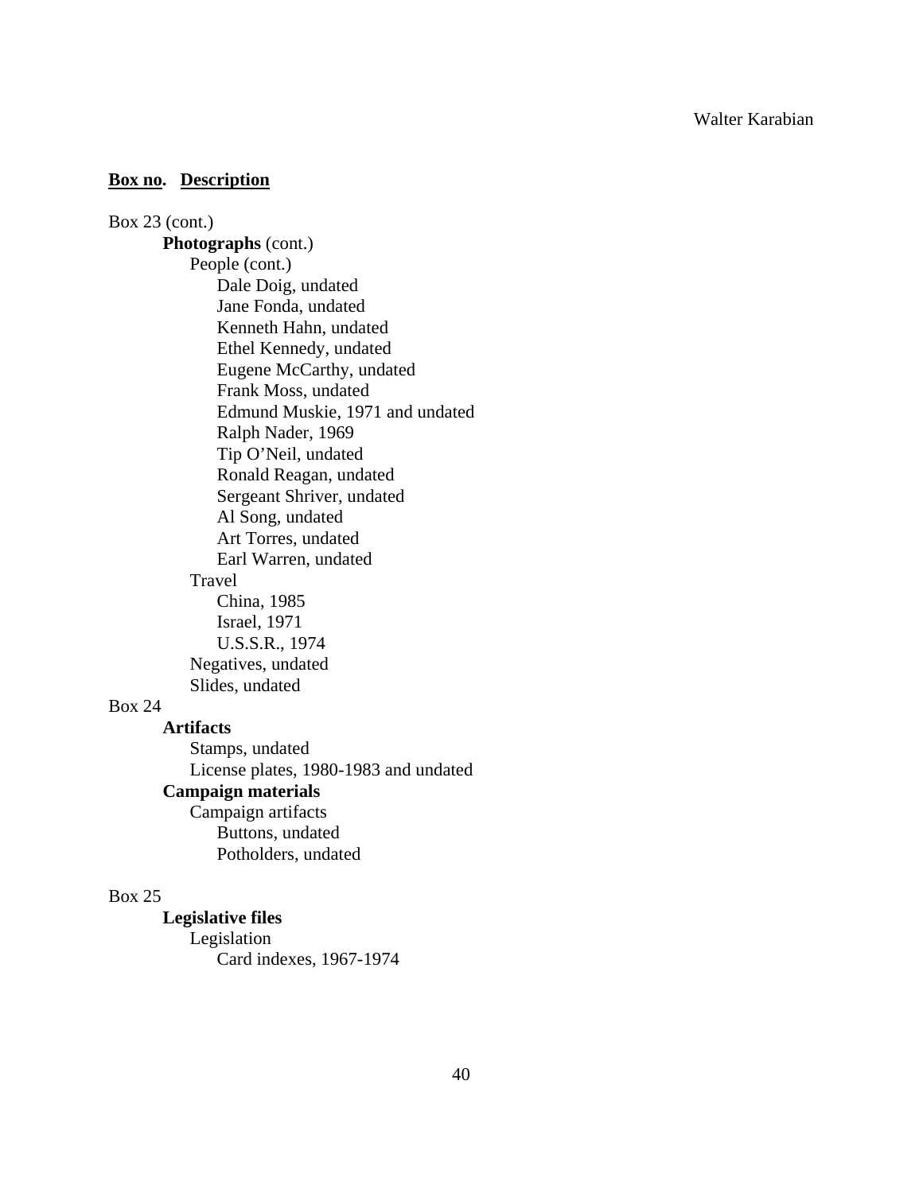**Box no. Description**

Box 23 (cont.)

- **Photographs** (cont.)
  - People (cont.)
    - Dale Doig, undated
    - Jane Fonda, undated
    - Kenneth Hahn, undated
    - Ethel Kennedy, undated
    - Eugene McCarthy, undated
    - Frank Moss, undated
    - Edmund Muskie, 1971 and undated
    - Ralph Nader, 1969
    - Tip O'Neil, undated
    - Ronald Reagan, undated
    - Sergeant Shriver, undated
    - Al Song, undated
    - Art Torres, undated
    - Earl Warren, undated
  - Travel
    - China, 1985
    - Israel, 1971
    - U.S.S.R., 1974
  - Negatives, undated
  - Slides, undated

Box 24

- **Artifacts**
  - Stamps, undated
  - License plates, 1980-1983 and undated
- **Campaign materials**
  - Campaign artifacts
    - Buttons, undated
    - Potholders, undated

Box 25

- **Legislative files**
  - Legislation
    - Card indexes, 1967-1974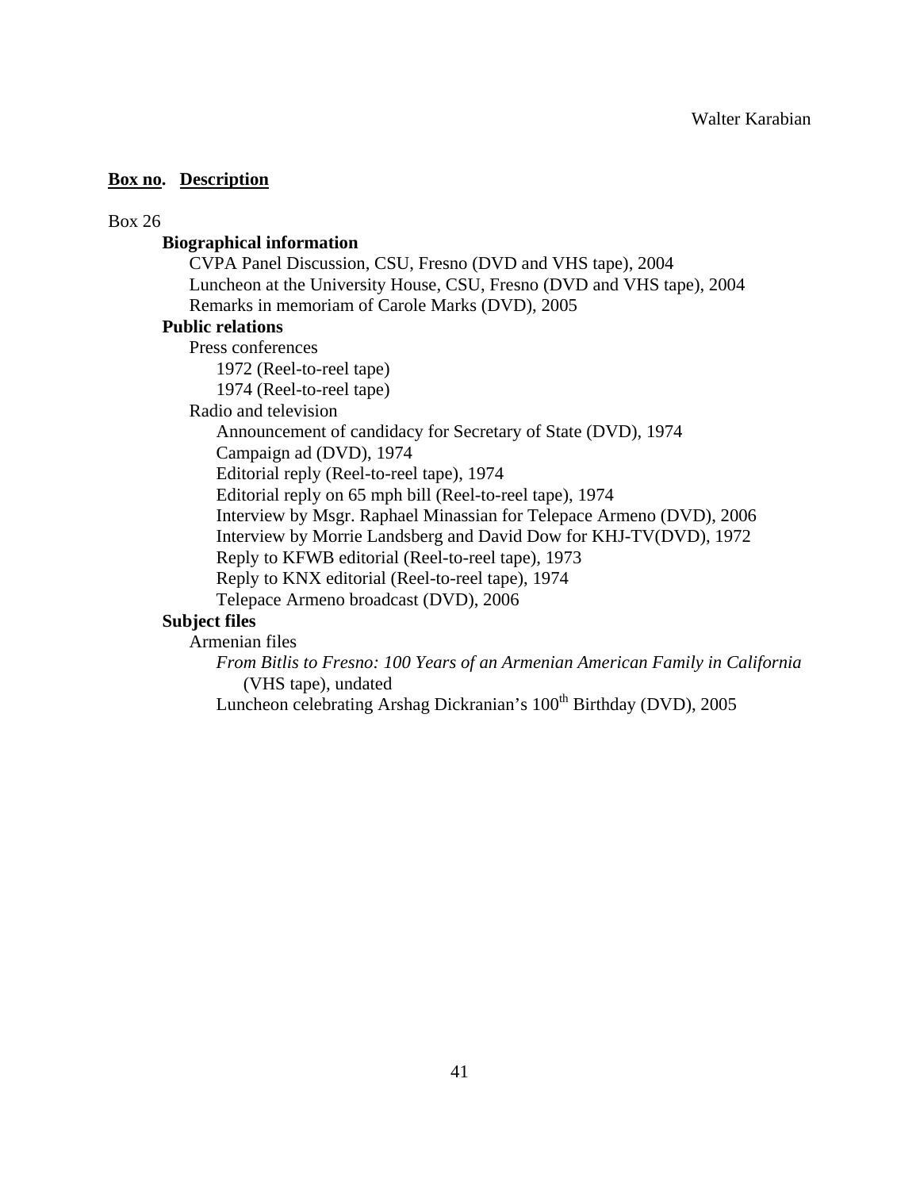**Box no. Description**

Box 26

**Biographical information**

- CVPA Panel Discussion, CSU, Fresno (DVD and VHS tape), 2004
- Luncheon at the University House, CSU, Fresno (DVD and VHS tape), 2004
- Remarks in memoriam of Carole Marks (DVD), 2005

**Public relations**

- Press conferences
  - 1972 (Reel-to-reel tape)
  - 1974 (Reel-to-reel tape)
- Radio and television
  - Announcement of candidacy for Secretary of State (DVD), 1974
  - Campaign ad (DVD), 1974
  - Editorial reply (Reel-to-reel tape), 1974
  - Editorial reply on 65 mph bill (Reel-to-reel tape), 1974
  - Interview by Msgr. Raphael Minassian for Telepace Armeno (DVD), 2006
  - Interview by Morrie Landsberg and David Dow for KHJ-TV(DVD), 1972
  - Reply to KFWB editorial (Reel-to-reel tape), 1973
  - Reply to KNX editorial (Reel-to-reel tape), 1974
  - Telepace Armeno broadcast (DVD), 2006

**Subject files**

- Armenian files
  - *From Bitlis to Fresno: 100 Years of an Armenian American Family in California* (VHS tape), undated
  - Luncheon celebrating Arshag Dickranian's 100th Birthday (DVD), 2005